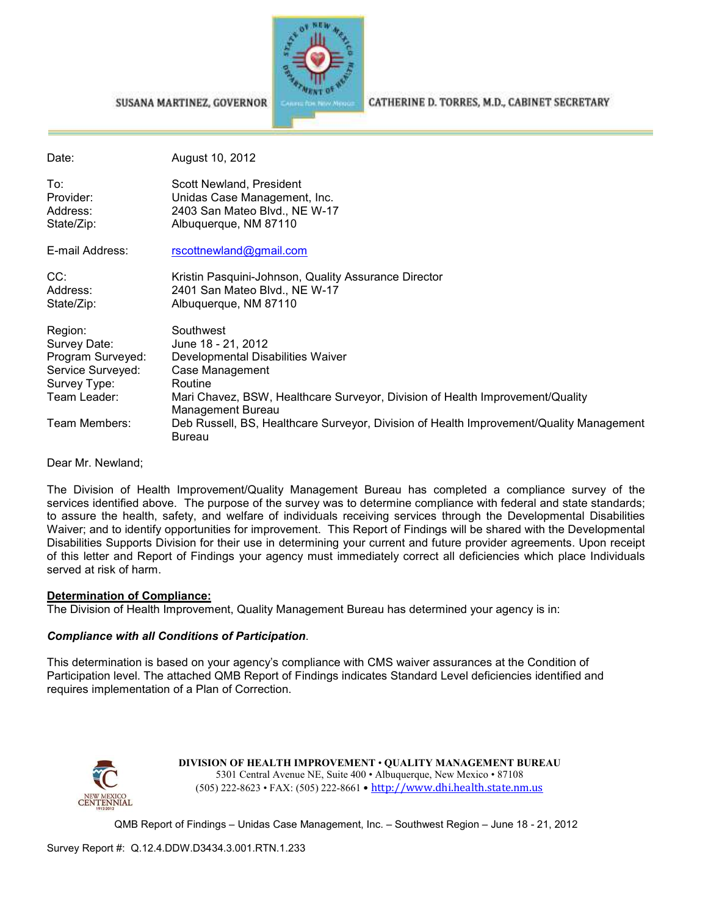SUSANA MARTINEZ, GOVERNOR

CATHERINE D. TORRES, M.D., CABINET SECRETARY

| | |
|---|---|
| Date: | August 10, 2012 |
| To: | Scott Newland, President |
| Provider: | Unidas Case Management, Inc. |
| Address: | 2403 San Mateo Blvd., NE W-17 |
| State/Zip: | Albuquerque, NM 87110 |
| E-mail Address: | rscottnewland@gmail.com |
| CC: | Kristin Pasquini-Johnson, Quality Assurance Director |
| Address: | 2401 San Mateo Blvd., NE W-17 |
| State/Zip: | Albuquerque, NM 87110 |
| Region: | Southwest |
| Survey Date: | June 18 - 21, 2012 |
| Program Surveyed: | Developmental Disabilities Waiver |
| Service Surveyed: | Case Management |
| Survey Type: | Routine |
| Team Leader: | Mari Chavez, BSW, Healthcare Surveyor, Division of Health Improvement/Quality Management Bureau |
| Team Members: | Deb Russell, BS, Healthcare Surveyor, Division of Health Improvement/Quality Management Bureau |

Dear Mr. Newland;

The Division of Health Improvement/Quality Management Bureau has completed a compliance survey of the services identified above. The purpose of the survey was to determine compliance with federal and state standards; to assure the health, safety, and welfare of individuals receiving services through the Developmental Disabilities Waiver; and to identify opportunities for improvement. This Report of Findings will be shared with the Developmental Disabilities Supports Division for their use in determining your current and future provider agreements. Upon receipt of this letter and Report of Findings your agency must immediately correct all deficiencies which place Individuals served at risk of harm.

**Determination of Compliance:**

The Division of Health Improvement, Quality Management Bureau has determined your agency is in:

***Compliance with all Conditions of Participation***.

This determination is based on your agency's compliance with CMS waiver assurances at the Condition of Participation level. The attached QMB Report of Findings indicates Standard Level deficiencies identified and requires implementation of a Plan of Correction.

**DIVISION OF HEALTH IMPROVEMENT • QUALITY MANAGEMENT BUREAU**
5301 Central Avenue NE, Suite 400 • Albuquerque, New Mexico • 87108
(505) 222-8623 • FAX: (505) 222-8661 • http://www.dhi.health.state.nm.us

Survey Report #: Q.12.4.DDW.D3434.3.001.RTN.1.233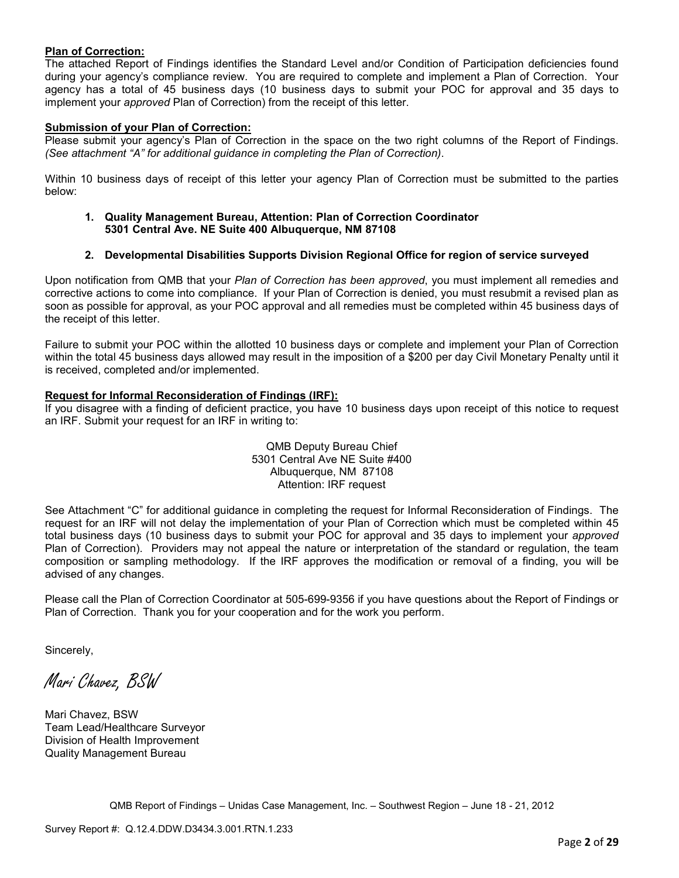**Plan of Correction:**

The attached Report of Findings identifies the Standard Level and/or Condition of Participation deficiencies found during your agency's compliance review. You are required to complete and implement a Plan of Correction. Your agency has a total of 45 business days (10 business days to submit your POC for approval and 35 days to implement your *approved* Plan of Correction) from the receipt of this letter.

**Submission of your Plan of Correction:**

Please submit your agency's Plan of Correction in the space on the two right columns of the Report of Findings. *(See attachment "A" for additional guidance in completing the Plan of Correction).*

Within 10 business days of receipt of this letter your agency Plan of Correction must be submitted to the parties below:

1. **Quality Management Bureau, Attention: Plan of Correction Coordinator 5301 Central Ave. NE Suite 400 Albuquerque, NM 87108**

2. **Developmental Disabilities Supports Division Regional Office for region of service surveyed**

Upon notification from QMB that your *Plan of Correction has been approved*, you must implement all remedies and corrective actions to come into compliance. If your Plan of Correction is denied, you must resubmit a revised plan as soon as possible for approval, as your POC approval and all remedies must be completed within 45 business days of the receipt of this letter.

Failure to submit your POC within the allotted 10 business days or complete and implement your Plan of Correction within the total 45 business days allowed may result in the imposition of a $200 per day Civil Monetary Penalty until it is received, completed and/or implemented.

**Request for Informal Reconsideration of Findings (IRF):**

If you disagree with a finding of deficient practice, you have 10 business days upon receipt of this notice to request an IRF. Submit your request for an IRF in writing to:

QMB Deputy Bureau Chief
5301 Central Ave NE Suite #400
Albuquerque, NM 87108
Attention: IRF request

See Attachment "C" for additional guidance in completing the request for Informal Reconsideration of Findings. The request for an IRF will not delay the implementation of your Plan of Correction which must be completed within 45 total business days (10 business days to submit your POC for approval and 35 days to implement your *approved* Plan of Correction). Providers may not appeal the nature or interpretation of the standard or regulation, the team composition or sampling methodology. If the IRF approves the modification or removal of a finding, you will be advised of any changes.

Please call the Plan of Correction Coordinator at 505-699-9356 if you have questions about the Report of Findings or Plan of Correction. Thank you for your cooperation and for the work you perform.

Sincerely,

*Mari Chavez, BSW*

Mari Chavez, BSW
Team Lead/Healthcare Surveyor
Division of Health Improvement
Quality Management Bureau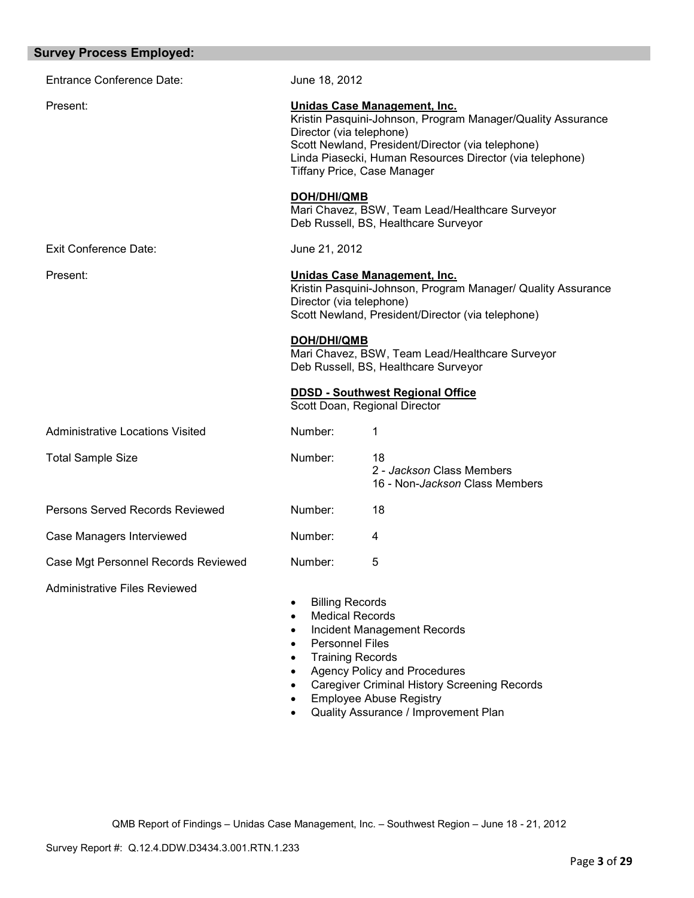## Survey Process Employed:

| | | |
|---|---|---|
| Entrance Conference Date: | June 18, 2012 | |
| Present: | **Unidas Case Management, Inc.**<br>Kristin Pasquini-Johnson, Program Manager/Quality Assurance Director (via telephone)<br>Scott Newland, President/Director (via telephone)<br>Linda Piasecki, Human Resources Director (via telephone)<br>Tiffany Price, Case Manager<br><br>**DOH/DHI/QMB**<br>Mari Chavez, BSW, Team Lead/Healthcare Surveyor<br>Deb Russell, BS, Healthcare Surveyor | |
| Exit Conference Date: | June 21, 2012 | |
| Present: | **Unidas Case Management, Inc.**<br>Kristin Pasquini-Johnson, Program Manager/ Quality Assurance Director (via telephone)<br>Scott Newland, President/Director (via telephone)<br><br>**DOH/DHI/QMB**<br>Mari Chavez, BSW, Team Lead/Healthcare Surveyor<br>Deb Russell, BS, Healthcare Surveyor<br><br>**DDSD - Southwest Regional Office**<br>Scott Doan, Regional Director | |
| Administrative Locations Visited | Number: | 1 |
| Total Sample Size | Number: | 18<br>2 - *Jackson* Class Members<br>16 - Non-*Jackson* Class Members |
| Persons Served Records Reviewed | Number: | 18 |
| Case Managers Interviewed | Number: | 4 |
| Case Mgt Personnel Records Reviewed | Number: | 5 |

Administrative Files Reviewed

- Billing Records
- Medical Records
- Incident Management Records
- Personnel Files
- Training Records
- Agency Policy and Procedures
- Caregiver Criminal History Screening Records
- Employee Abuse Registry
- Quality Assurance / Improvement Plan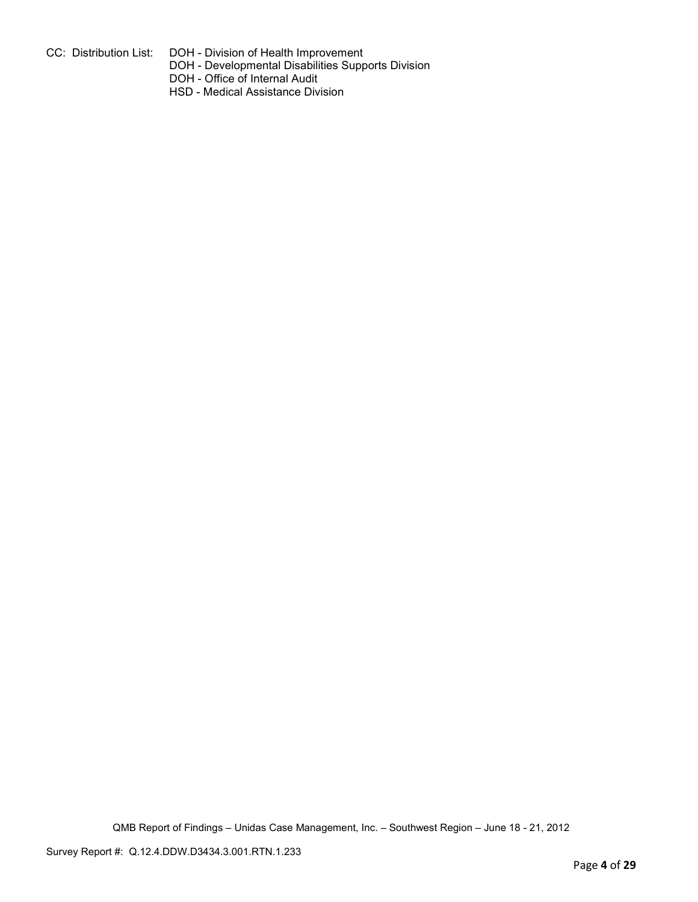CC: Distribution List: DOH - Division of Health Improvement
DOH - Developmental Disabilities Supports Division
DOH - Office of Internal Audit
HSD - Medical Assistance Division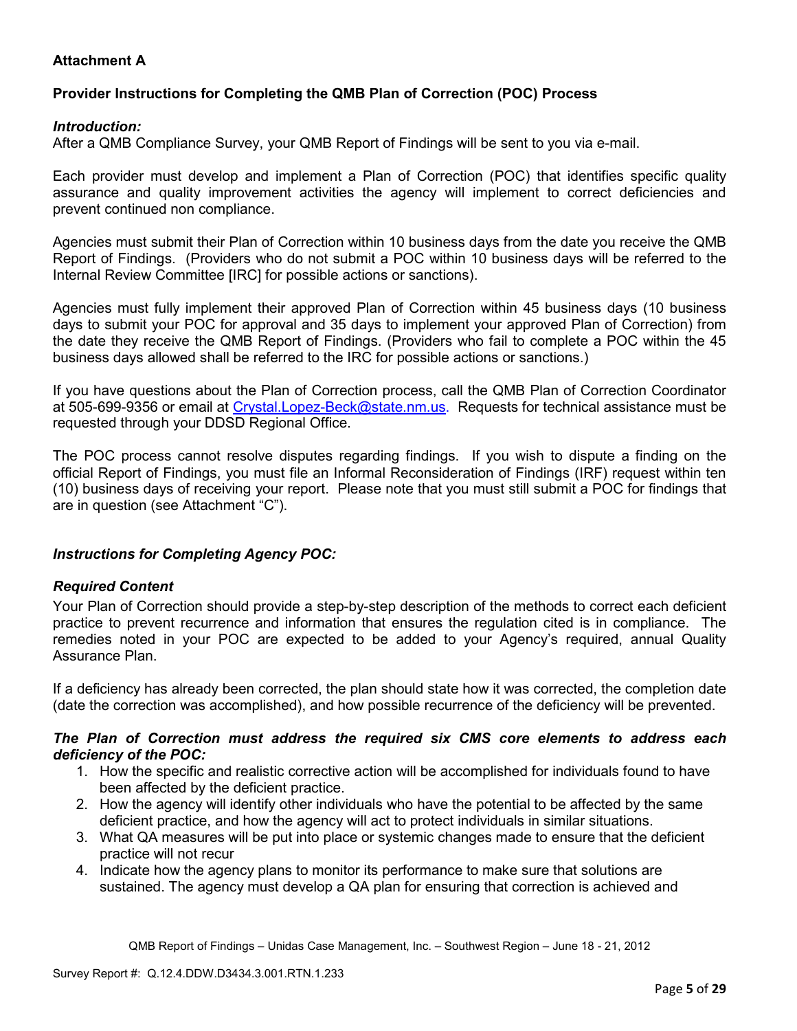**Attachment A**

**Provider Instructions for Completing the QMB Plan of Correction (POC) Process**

***Introduction:***

After a QMB Compliance Survey, your QMB Report of Findings will be sent to you via e-mail.

Each provider must develop and implement a Plan of Correction (POC) that identifies specific quality assurance and quality improvement activities the agency will implement to correct deficiencies and prevent continued non compliance.

Agencies must submit their Plan of Correction within 10 business days from the date you receive the QMB Report of Findings. (Providers who do not submit a POC within 10 business days will be referred to the Internal Review Committee [IRC] for possible actions or sanctions).

Agencies must fully implement their approved Plan of Correction within 45 business days (10 business days to submit your POC for approval and 35 days to implement your approved Plan of Correction) from the date they receive the QMB Report of Findings. (Providers who fail to complete a POC within the 45 business days allowed shall be referred to the IRC for possible actions or sanctions.)

If you have questions about the Plan of Correction process, call the QMB Plan of Correction Coordinator at 505-699-9356 or email at Crystal.Lopez-Beck@state.nm.us. Requests for technical assistance must be requested through your DDSD Regional Office.

The POC process cannot resolve disputes regarding findings. If you wish to dispute a finding on the official Report of Findings, you must file an Informal Reconsideration of Findings (IRF) request within ten (10) business days of receiving your report. Please note that you must still submit a POC for findings that are in question (see Attachment "C").

***Instructions for Completing Agency POC:***

***Required Content***

Your Plan of Correction should provide a step-by-step description of the methods to correct each deficient practice to prevent recurrence and information that ensures the regulation cited is in compliance. The remedies noted in your POC are expected to be added to your Agency's required, annual Quality Assurance Plan.

If a deficiency has already been corrected, the plan should state how it was corrected, the completion date (date the correction was accomplished), and how possible recurrence of the deficiency will be prevented.

***The Plan of Correction must address the required six CMS core elements to address each deficiency of the POC:***

1. How the specific and realistic corrective action will be accomplished for individuals found to have been affected by the deficient practice.
2. How the agency will identify other individuals who have the potential to be affected by the same deficient practice, and how the agency will act to protect individuals in similar situations.
3. What QA measures will be put into place or systemic changes made to ensure that the deficient practice will not recur
4. Indicate how the agency plans to monitor its performance to make sure that solutions are sustained. The agency must develop a QA plan for ensuring that correction is achieved and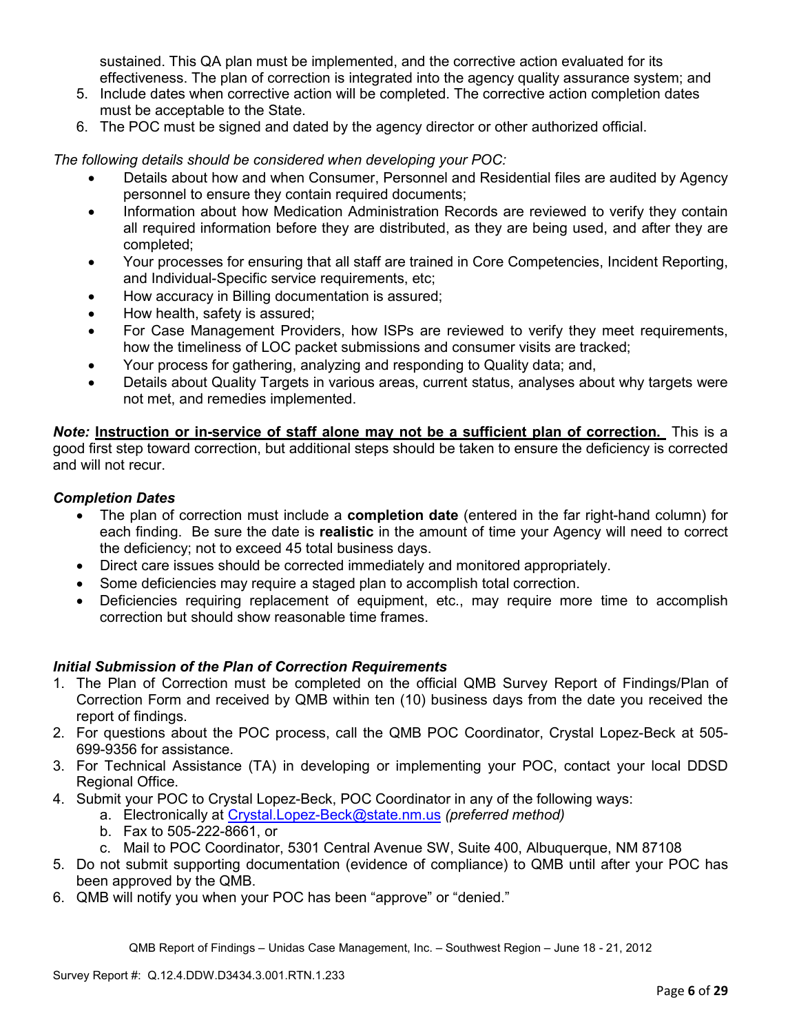sustained. This QA plan must be implemented, and the corrective action evaluated for its effectiveness. The plan of correction is integrated into the agency quality assurance system; and

5. Include dates when corrective action will be completed. The corrective action completion dates must be acceptable to the State.
6. The POC must be signed and dated by the agency director or other authorized official.

*The following details should be considered when developing your POC:*

- Details about how and when Consumer, Personnel and Residential files are audited by Agency personnel to ensure they contain required documents;
- Information about how Medication Administration Records are reviewed to verify they contain all required information before they are distributed, as they are being used, and after they are completed;
- Your processes for ensuring that all staff are trained in Core Competencies, Incident Reporting, and Individual-Specific service requirements, etc;
- How accuracy in Billing documentation is assured;
- How health, safety is assured;
- For Case Management Providers, how ISPs are reviewed to verify they meet requirements, how the timeliness of LOC packet submissions and consumer visits are tracked;
- Your process for gathering, analyzing and responding to Quality data; and,
- Details about Quality Targets in various areas, current status, analyses about why targets were not met, and remedies implemented.

***Note:*** **<u>Instruction or in-service of staff alone may not be a sufficient plan of correction.</u>** This is a good first step toward correction, but additional steps should be taken to ensure the deficiency is corrected and will not recur.

### *Completion Dates*

- The plan of correction must include a **completion date** (entered in the far right-hand column) for each finding. Be sure the date is **realistic** in the amount of time your Agency will need to correct the deficiency; not to exceed 45 total business days.
- Direct care issues should be corrected immediately and monitored appropriately.
- Some deficiencies may require a staged plan to accomplish total correction.
- Deficiencies requiring replacement of equipment, etc., may require more time to accomplish correction but should show reasonable time frames.

### *Initial Submission of the Plan of Correction Requirements*

1. The Plan of Correction must be completed on the official QMB Survey Report of Findings/Plan of Correction Form and received by QMB within ten (10) business days from the date you received the report of findings.
2. For questions about the POC process, call the QMB POC Coordinator, Crystal Lopez-Beck at 505-699-9356 for assistance.
3. For Technical Assistance (TA) in developing or implementing your POC, contact your local DDSD Regional Office.
4. Submit your POC to Crystal Lopez-Beck, POC Coordinator in any of the following ways:
   a. Electronically at Crystal.Lopez-Beck@state.nm.us *(preferred method)*
   b. Fax to 505-222-8661, or
   c. Mail to POC Coordinator, 5301 Central Avenue SW, Suite 400, Albuquerque, NM 87108
5. Do not submit supporting documentation (evidence of compliance) to QMB until after your POC has been approved by the QMB.
6. QMB will notify you when your POC has been "approve" or "denied."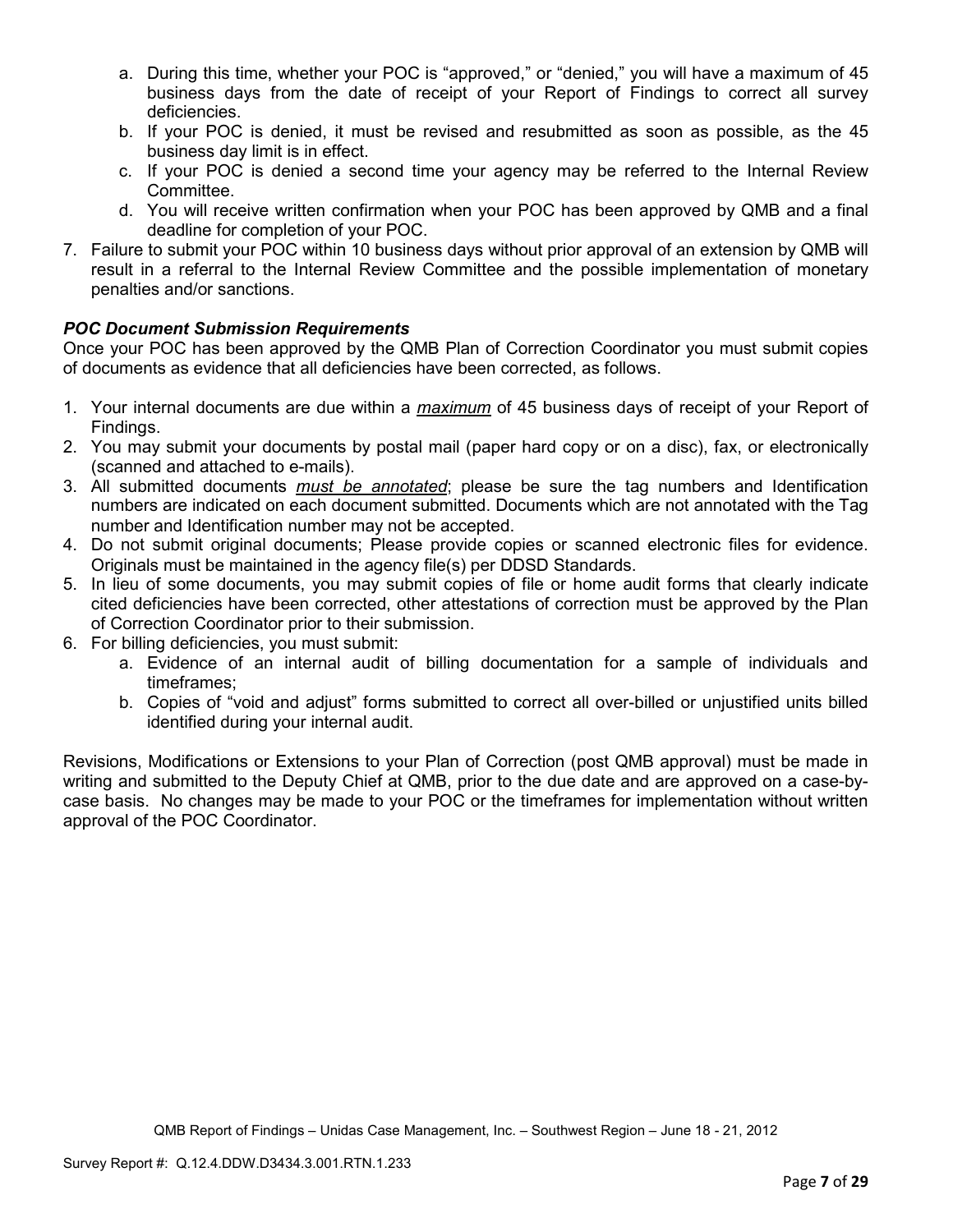a. During this time, whether your POC is "approved," or "denied," you will have a maximum of 45 business days from the date of receipt of your Report of Findings to correct all survey deficiencies.
   b. If your POC is denied, it must be revised and resubmitted as soon as possible, as the 45 business day limit is in effect.
   c. If your POC is denied a second time your agency may be referred to the Internal Review Committee.
   d. You will receive written confirmation when your POC has been approved by QMB and a final deadline for completion of your POC.
7. Failure to submit your POC within 10 business days without prior approval of an extension by QMB will result in a referral to the Internal Review Committee and the possible implementation of monetary penalties and/or sanctions.

***POC Document Submission Requirements***

Once your POC has been approved by the QMB Plan of Correction Coordinator you must submit copies of documents as evidence that all deficiencies have been corrected, as follows.

1. Your internal documents are due within a ***maximum*** of 45 business days of receipt of your Report of Findings.
2. You may submit your documents by postal mail (paper hard copy or on a disc), fax, or electronically (scanned and attached to e-mails).
3. All submitted documents ***must be annotated***; please be sure the tag numbers and Identification numbers are indicated on each document submitted. Documents which are not annotated with the Tag number and Identification number may not be accepted.
4. Do not submit original documents; Please provide copies or scanned electronic files for evidence. Originals must be maintained in the agency file(s) per DDSD Standards.
5. In lieu of some documents, you may submit copies of file or home audit forms that clearly indicate cited deficiencies have been corrected, other attestations of correction must be approved by the Plan of Correction Coordinator prior to their submission.
6. For billing deficiencies, you must submit:
   a. Evidence of an internal audit of billing documentation for a sample of individuals and timeframes;
   b. Copies of "void and adjust" forms submitted to correct all over-billed or unjustified units billed identified during your internal audit.

Revisions, Modifications or Extensions to your Plan of Correction (post QMB approval) must be made in writing and submitted to the Deputy Chief at QMB, prior to the due date and are approved on a case-by-case basis. No changes may be made to your POC or the timeframes for implementation without written approval of the POC Coordinator.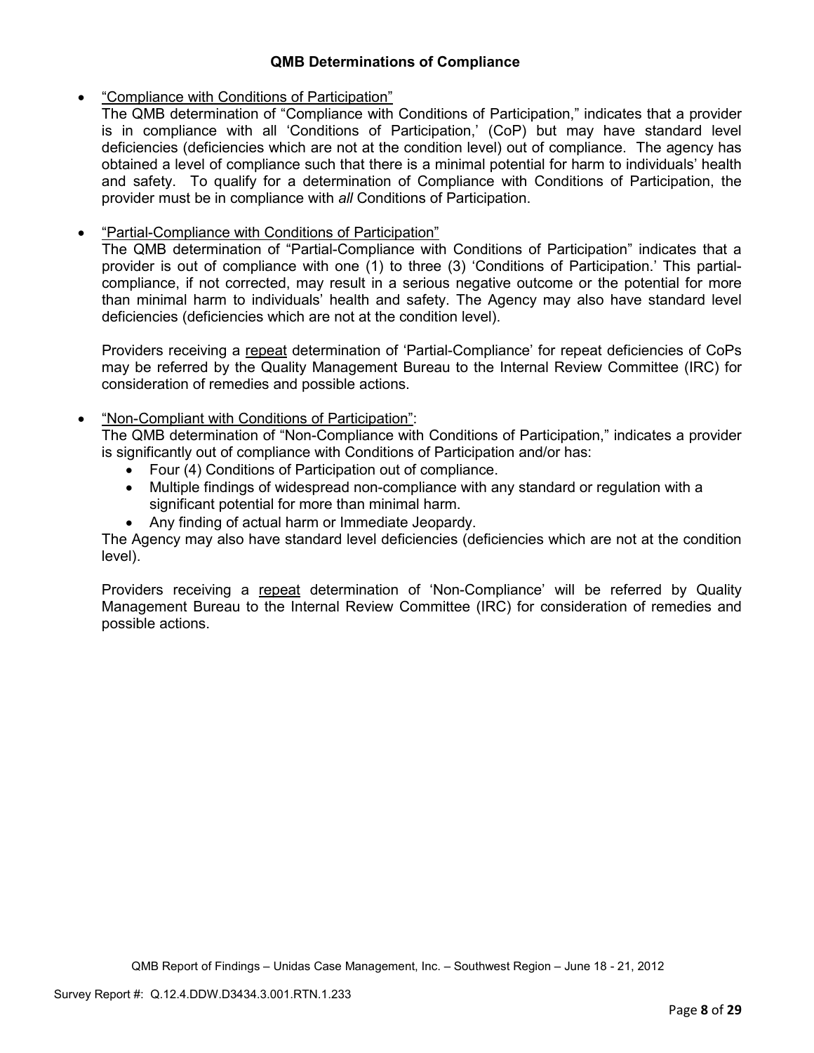### QMB Determinations of Compliance

- "Compliance with Conditions of Participation"

  The QMB determination of "Compliance with Conditions of Participation," indicates that a provider is in compliance with all 'Conditions of Participation,' (CoP) but may have standard level deficiencies (deficiencies which are not at the condition level) out of compliance. The agency has obtained a level of compliance such that there is a minimal potential for harm to individuals' health and safety. To qualify for a determination of Compliance with Conditions of Participation, the provider must be in compliance with *all* Conditions of Participation.

- "Partial-Compliance with Conditions of Participation"

  The QMB determination of "Partial-Compliance with Conditions of Participation" indicates that a provider is out of compliance with one (1) to three (3) 'Conditions of Participation.' This partial-compliance, if not corrected, may result in a serious negative outcome or the potential for more than minimal harm to individuals' health and safety. The Agency may also have standard level deficiencies (deficiencies which are not at the condition level).

  Providers receiving a repeat determination of 'Partial-Compliance' for repeat deficiencies of CoPs may be referred by the Quality Management Bureau to the Internal Review Committee (IRC) for consideration of remedies and possible actions.

- "Non-Compliant with Conditions of Participation":

  The QMB determination of "Non-Compliance with Conditions of Participation," indicates a provider is significantly out of compliance with Conditions of Participation and/or has:
  - Four (4) Conditions of Participation out of compliance.
  - Multiple findings of widespread non-compliance with any standard or regulation with a significant potential for more than minimal harm.
  - Any finding of actual harm or Immediate Jeopardy.

  The Agency may also have standard level deficiencies (deficiencies which are not at the condition level).

  Providers receiving a repeat determination of 'Non-Compliance' will be referred by Quality Management Bureau to the Internal Review Committee (IRC) for consideration of remedies and possible actions.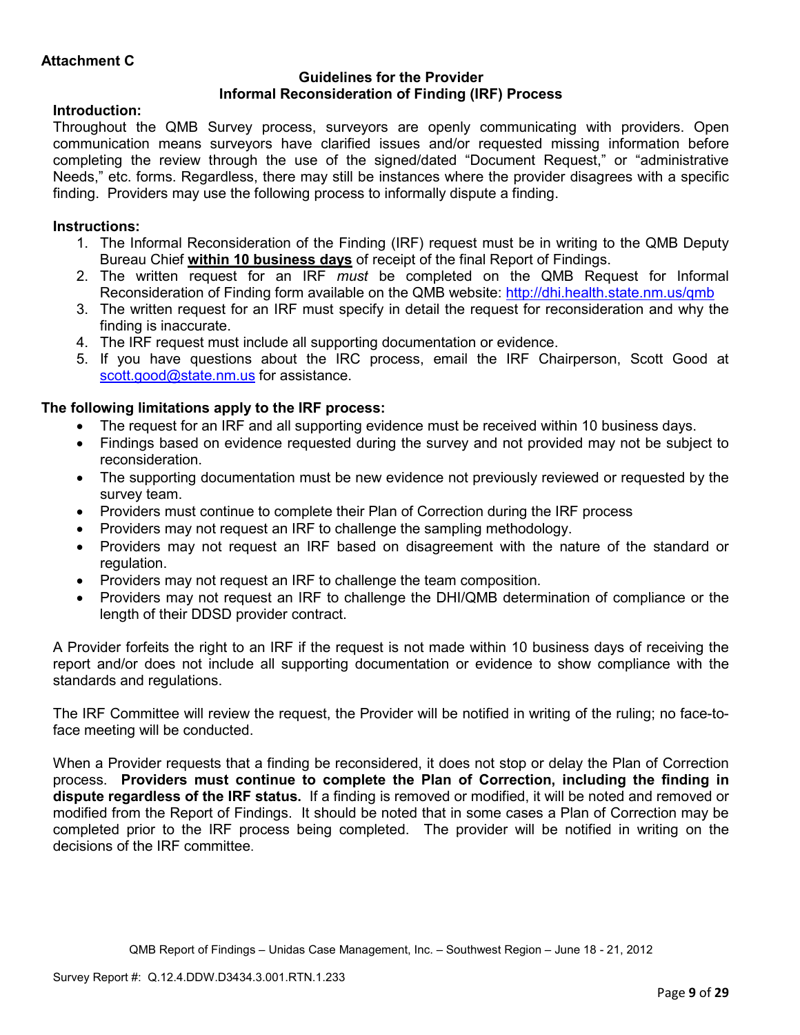**Attachment C**

## Guidelines for the Provider
## Informal Reconsideration of Finding (IRF) Process

**Introduction:**

Throughout the QMB Survey process, surveyors are openly communicating with providers. Open communication means surveyors have clarified issues and/or requested missing information before completing the review through the use of the signed/dated "Document Request," or "administrative Needs," etc. forms. Regardless, there may still be instances where the provider disagrees with a specific finding. Providers may use the following process to informally dispute a finding.

**Instructions:**

1. The Informal Reconsideration of the Finding (IRF) request must be in writing to the QMB Deputy Bureau Chief **within 10 business days** of receipt of the final Report of Findings.
2. The written request for an IRF *must* be completed on the QMB Request for Informal Reconsideration of Finding form available on the QMB website: http://dhi.health.state.nm.us/qmb
3. The written request for an IRF must specify in detail the request for reconsideration and why the finding is inaccurate.
4. The IRF request must include all supporting documentation or evidence.
5. If you have questions about the IRC process, email the IRF Chairperson, Scott Good at scott.good@state.nm.us for assistance.

**The following limitations apply to the IRF process:**

- The request for an IRF and all supporting evidence must be received within 10 business days.
- Findings based on evidence requested during the survey and not provided may not be subject to reconsideration.
- The supporting documentation must be new evidence not previously reviewed or requested by the survey team.
- Providers must continue to complete their Plan of Correction during the IRF process
- Providers may not request an IRF to challenge the sampling methodology.
- Providers may not request an IRF based on disagreement with the nature of the standard or regulation.
- Providers may not request an IRF to challenge the team composition.
- Providers may not request an IRF to challenge the DHI/QMB determination of compliance or the length of their DDSD provider contract.

A Provider forfeits the right to an IRF if the request is not made within 10 business days of receiving the report and/or does not include all supporting documentation or evidence to show compliance with the standards and regulations.

The IRF Committee will review the request, the Provider will be notified in writing of the ruling; no face-to-face meeting will be conducted.

When a Provider requests that a finding be reconsidered, it does not stop or delay the Plan of Correction process. **Providers must continue to complete the Plan of Correction, including the finding in dispute regardless of the IRF status.** If a finding is removed or modified, it will be noted and removed or modified from the Report of Findings. It should be noted that in some cases a Plan of Correction may be completed prior to the IRF process being completed. The provider will be notified in writing on the decisions of the IRF committee.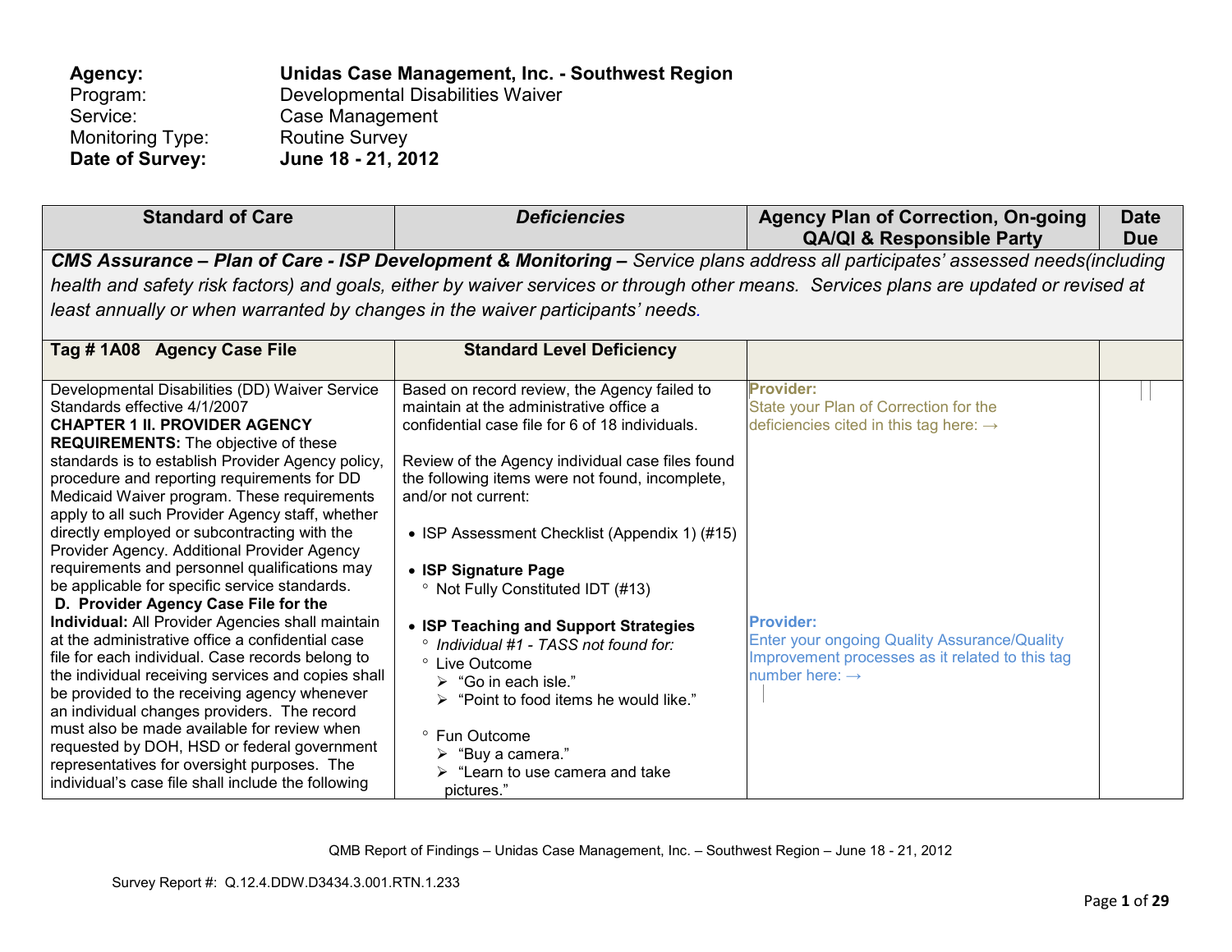**Agency:** **Unidas Case Management, Inc. - Southwest Region**
Program: Developmental Disabilities Waiver
Service: Case Management
Monitoring Type: Routine Survey
**Date of Survey:** **June 18 - 21, 2012**

| Standard of Care | *Deficiencies* | Agency Plan of Correction, On-going QA/QI & Responsible Party | Date Due |
|---|---|---|---|
| ***CMS Assurance – Plan of Care - ISP Development & Monitoring –*** *Service plans address all participates' assessed needs(including health and safety risk factors) and goals, either by waiver services or through other means. Services plans are updated or revised at least annually or when warranted by changes in the waiver participants' needs.* | | | |
| **Tag # 1A08 Agency Case File** | **Standard Level Deficiency** | | |
| Developmental Disabilities (DD) Waiver Service Standards effective 4/1/2007<br>**CHAPTER 1 II. PROVIDER AGENCY REQUIREMENTS:** The objective of these standards is to establish Provider Agency policy, procedure and reporting requirements for DD Medicaid Waiver program. These requirements apply to all such Provider Agency staff, whether directly employed or subcontracting with the Provider Agency. Additional Provider Agency requirements and personnel qualifications may be applicable for specific service standards.<br>**D. Provider Agency Case File for the Individual:** All Provider Agencies shall maintain at the administrative office a confidential case file for each individual. Case records belong to the individual receiving services and copies shall be provided to the receiving agency whenever an individual changes providers. The record must also be made available for review when requested by DOH, HSD or federal government representatives for oversight purposes. The individual's case file shall include the following | Based on record review, the Agency failed to maintain at the administrative office a confidential case file for 6 of 18 individuals.<br><br>Review of the Agency individual case files found the following items were not found, incomplete, and/or not current:<br><br>• ISP Assessment Checklist (Appendix 1) (#15)<br><br>• **ISP Signature Page**<br>° Not Fully Constituted IDT (#13)<br><br>• **ISP Teaching and Support Strategies**<br>° *Individual #1 - TASS not found for:*<br>° Live Outcome<br>➢ "Go in each isle."<br>➢ "Point to food items he would like."<br><br>° Fun Outcome<br>➢ "Buy a camera."<br>➢ "Learn to use camera and take pictures." | **Provider:**<br>State your Plan of Correction for the deficiencies cited in this tag here: →<br><br><br><br><br><br><br><br><br>**Provider:**<br>Enter your ongoing Quality Assurance/Quality Improvement processes as it related to this tag number here: → | |

QMB Report of Findings – Unidas Case Management, Inc. – Southwest Region – June 18 - 21, 2012

Survey Report #: Q.12.4.DDW.D3434.3.001.RTN.1.233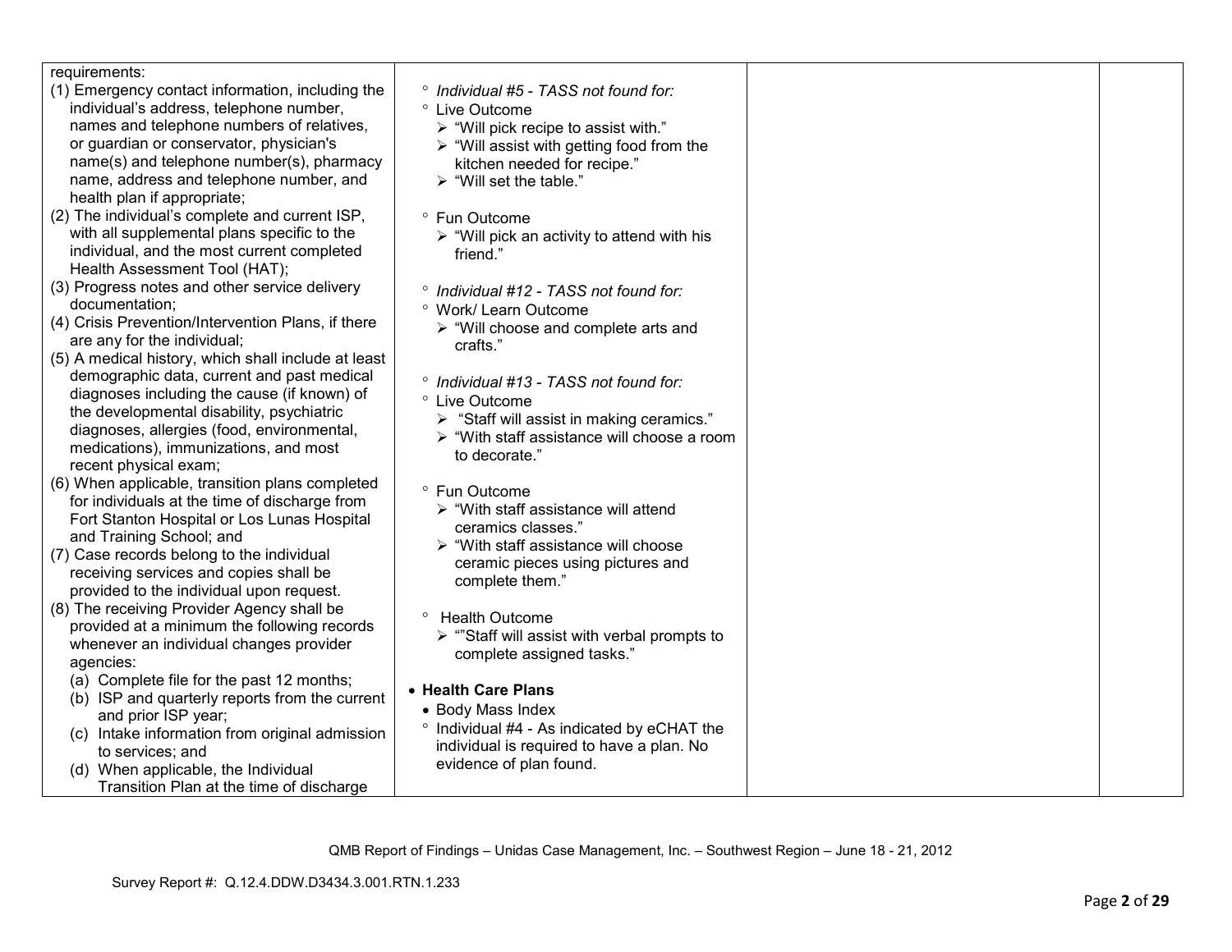| | | | |
|---|---|---|---|
| requirements:<br>(1) Emergency contact information, including the individual's address, telephone number, names and telephone numbers of relatives, or guardian or conservator, physician's name(s) and telephone number(s), pharmacy name, address and telephone number, and health plan if appropriate;<br>(2) The individual's complete and current ISP, with all supplemental plans specific to the individual, and the most current completed Health Assessment Tool (HAT);<br>(3) Progress notes and other service delivery documentation;<br>(4) Crisis Prevention/Intervention Plans, if there are any for the individual;<br>(5) A medical history, which shall include at least demographic data, current and past medical diagnoses including the cause (if known) of the developmental disability, psychiatric diagnoses, allergies (food, environmental, medications), immunizations, and most recent physical exam;<br>(6) When applicable, transition plans completed for individuals at the time of discharge from Fort Stanton Hospital or Los Lunas Hospital and Training School; and<br>(7) Case records belong to the individual receiving services and copies shall be provided to the individual upon request.<br>(8) The receiving Provider Agency shall be provided at a minimum the following records whenever an individual changes provider agencies:<br>(a) Complete file for the past 12 months;<br>(b) ISP and quarterly reports from the current and prior ISP year;<br>(c) Intake information from original admission to services; and<br>(d) When applicable, the Individual Transition Plan at the time of discharge | ° *Individual #5 - TASS not found for:*<br>° Live Outcome<br>➢ "Will pick recipe to assist with."<br>➢ "Will assist with getting food from the kitchen needed for recipe."<br>➢ "Will set the table."<br><br>° Fun Outcome<br>➢ "Will pick an activity to attend with his friend."<br><br>° *Individual #12 - TASS not found for:*<br>° Work/ Learn Outcome<br>➢ "Will choose and complete arts and crafts."<br><br>° *Individual #13 - TASS not found for:*<br>° Live Outcome<br>➢ "Staff will assist in making ceramics."<br>➢ "With staff assistance will choose a room to decorate."<br><br>° Fun Outcome<br>➢ "With staff assistance will attend ceramics classes."<br>➢ "With staff assistance will choose ceramic pieces using pictures and complete them."<br><br>° Health Outcome<br>➢ ""Staff will assist with verbal prompts to complete assigned tasks."<br><br>• **Health Care Plans**<br>• Body Mass Index<br>° Individual #4 - As indicated by eCHAT the individual is required to have a plan. No evidence of plan found. | | |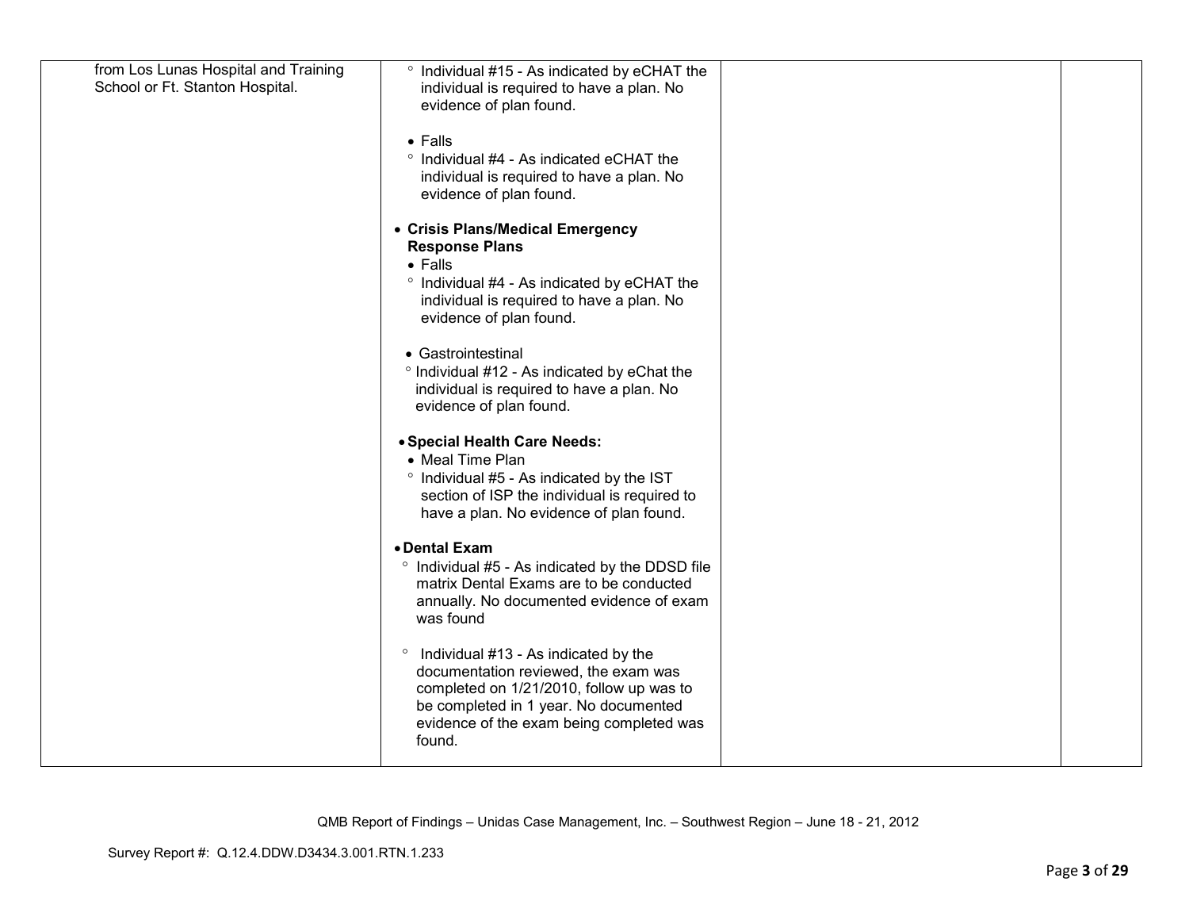| | | | |
|---|---|---|---|
| from Los Lunas Hospital and Training School or Ft. Stanton Hospital. | ° Individual #15 - As indicated by eCHAT the individual is required to have a plan. No evidence of plan found.<br><br>• Falls<br>° Individual #4 - As indicated eCHAT the individual is required to have a plan. No evidence of plan found.<br><br>• **Crisis Plans/Medical Emergency Response Plans**<br>• Falls<br>° Individual #4 - As indicated by eCHAT the individual is required to have a plan. No evidence of plan found.<br><br>• Gastrointestinal<br>° Individual #12 - As indicated by eChat the individual is required to have a plan. No evidence of plan found.<br><br>• **Special Health Care Needs:**<br>• Meal Time Plan<br>° Individual #5 - As indicated by the IST section of ISP the individual is required to have a plan. No evidence of plan found.<br><br>• **Dental Exam**<br>° Individual #5 - As indicated by the DDSD file matrix Dental Exams are to be conducted annually. No documented evidence of exam was found<br><br>° Individual #13 - As indicated by the documentation reviewed, the exam was completed on 1/21/2010, follow up was to be completed in 1 year. No documented evidence of the exam being completed was found. | | |

QMB Report of Findings – Unidas Case Management, Inc. – Southwest Region – June 18 - 21, 2012

Survey Report #: Q.12.4.DDW.D3434.3.001.RTN.1.233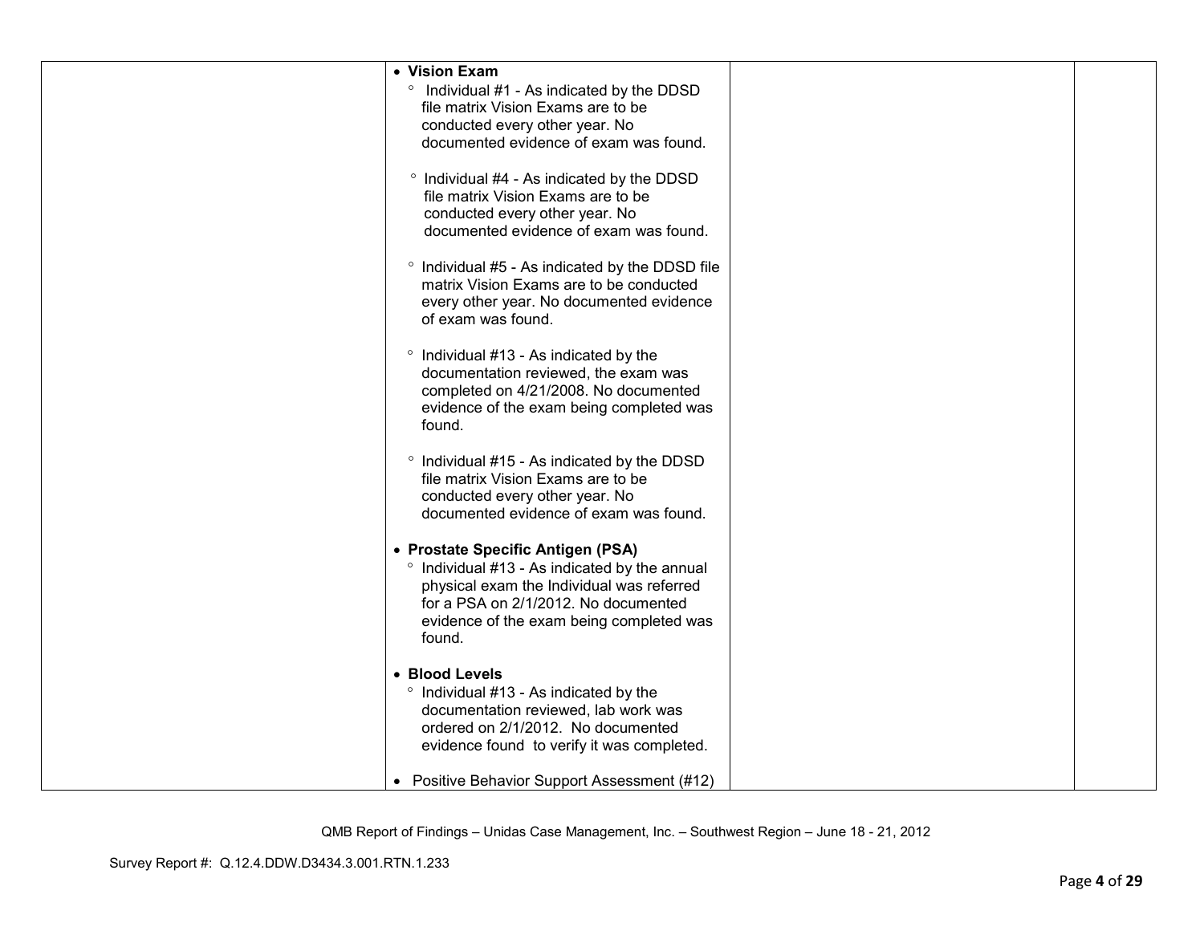| | Content | | |
|---|---|---|---|
| | • **Vision Exam**<br>° Individual #1 - As indicated by the DDSD file matrix Vision Exams are to be conducted every other year. No documented evidence of exam was found.<br><br>° Individual #4 - As indicated by the DDSD file matrix Vision Exams are to be conducted every other year. No documented evidence of exam was found.<br><br>° Individual #5 - As indicated by the DDSD file matrix Vision Exams are to be conducted every other year. No documented evidence of exam was found.<br><br>° Individual #13 - As indicated by the documentation reviewed, the exam was completed on 4/21/2008. No documented evidence of the exam being completed was found.<br><br>° Individual #15 - As indicated by the DDSD file matrix Vision Exams are to be conducted every other year. No documented evidence of exam was found.<br><br>• **Prostate Specific Antigen (PSA)**<br>° Individual #13 - As indicated by the annual physical exam the Individual was referred for a PSA on 2/1/2012. No documented evidence of the exam being completed was found.<br><br>• **Blood Levels**<br>° Individual #13 - As indicated by the documentation reviewed, lab work was ordered on 2/1/2012. No documented evidence found to verify it was completed.<br><br>• Positive Behavior Support Assessment (#12) | | |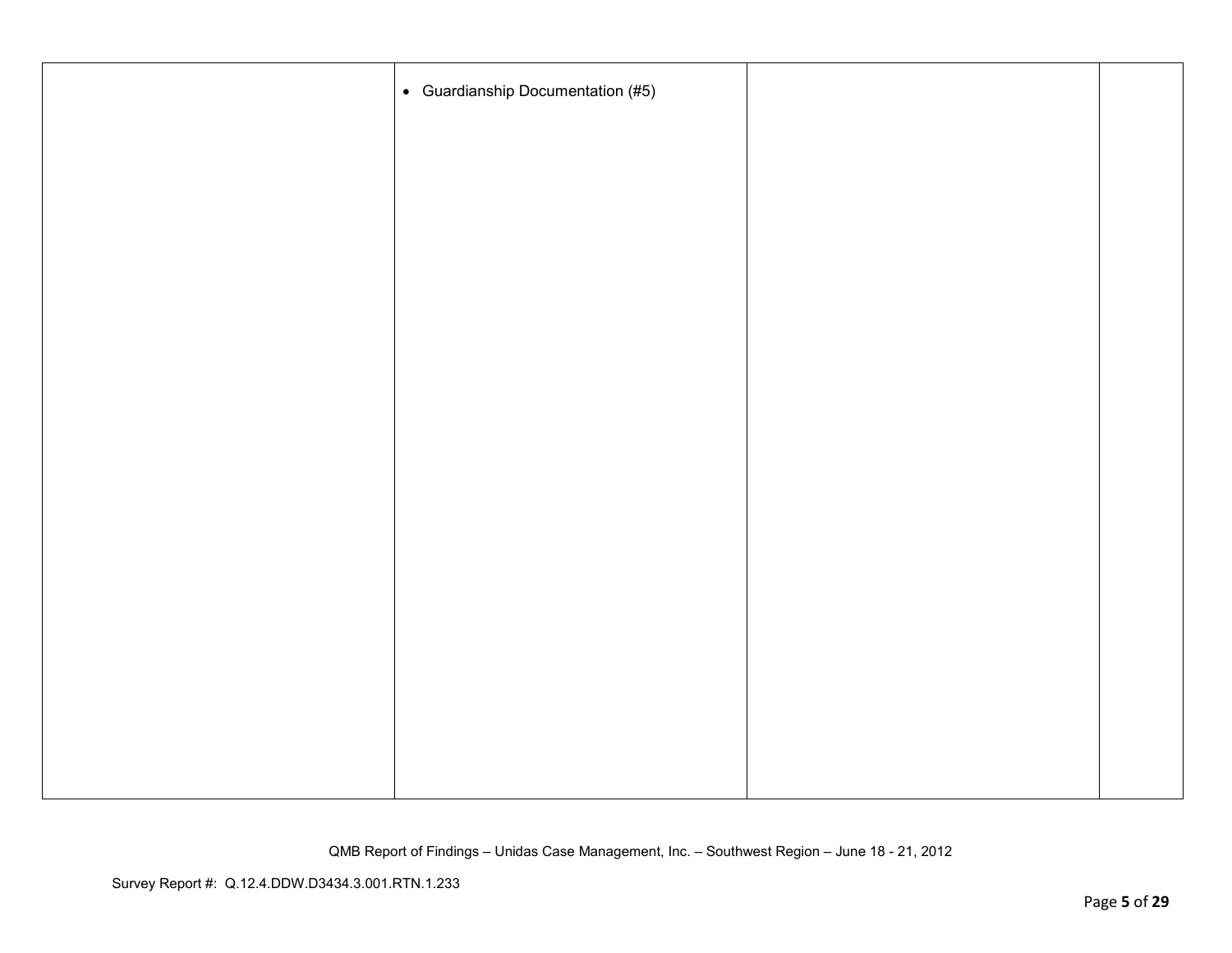| | | | |
|---|---|---|---|
| | • Guardianship Documentation (#5) | | |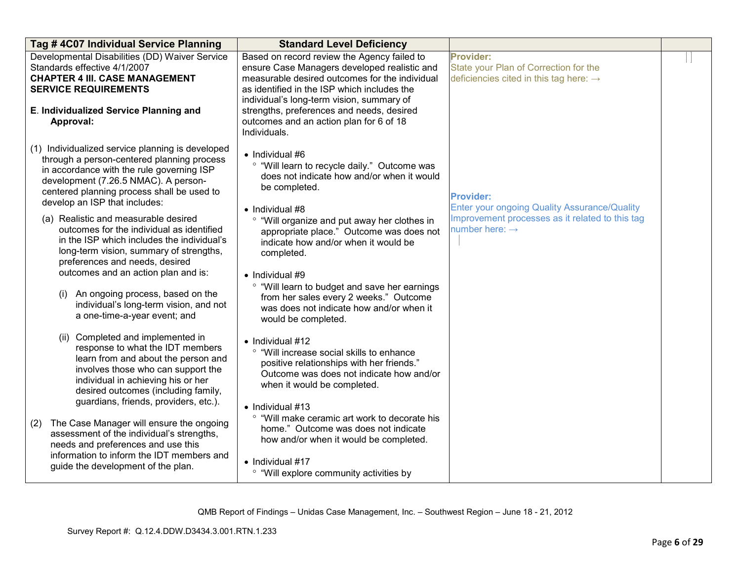| Tag # 4C07 Individual Service Planning | Standard Level Deficiency | | |
|---|---|---|---|
| Developmental Disabilities (DD) Waiver Service Standards effective 4/1/2007<br>**CHAPTER 4 III. CASE MANAGEMENT SERVICE REQUIREMENTS**<br><br>**E. Individualized Service Planning and Approval:**<br><br>(1) Individualized service planning is developed through a person-centered planning process in accordance with the rule governing ISP development (7.26.5 NMAC). A person-centered planning process shall be used to develop an ISP that includes:<br><br>(a) Realistic and measurable desired outcomes for the individual as identified in the ISP which includes the individual's long-term vision, summary of strengths, preferences and needs, desired outcomes and an action plan and is:<br><br>(i) An ongoing process, based on the individual's long-term vision, and not a one-time-a-year event; and<br><br>(ii) Completed and implemented in response to what the IDT members learn from and about the person and involves those who can support the individual in achieving his or her desired outcomes (including family, guardians, friends, providers, etc.).<br><br>(2) The Case Manager will ensure the ongoing assessment of the individual's strengths, needs and preferences and use this information to inform the IDT members and guide the development of the plan. | Based on record review the Agency failed to ensure Case Managers developed realistic and measurable desired outcomes for the individual as identified in the ISP which includes the individual's long-term vision, summary of strengths, preferences and needs, desired outcomes and an action plan for 6 of 18 Individuals.<br><br>• Individual #6<br>◦ "Will learn to recycle daily." Outcome was does not indicate how and/or when it would be completed.<br><br>• Individual #8<br>◦ "Will organize and put away her clothes in appropriate place." Outcome was does not indicate how and/or when it would be completed.<br><br>• Individual #9<br>◦ "Will learn to budget and save her earnings from her sales every 2 weeks." Outcome was does not indicate how and/or when it would be completed.<br><br>• Individual #12<br>◦ "Will increase social skills to enhance positive relationships with her friends." Outcome was does not indicate how and/or when it would be completed.<br><br>• Individual #13<br>◦ "Will make ceramic art work to decorate his home." Outcome was does not indicate how and/or when it would be completed.<br><br>• Individual #17<br>◦ "Will explore community activities by | **Provider:**<br>State your Plan of Correction for the deficiencies cited in this tag here: →<br><br>**Provider:**<br>Enter your ongoing Quality Assurance/Quality Improvement processes as it related to this tag number here: → | |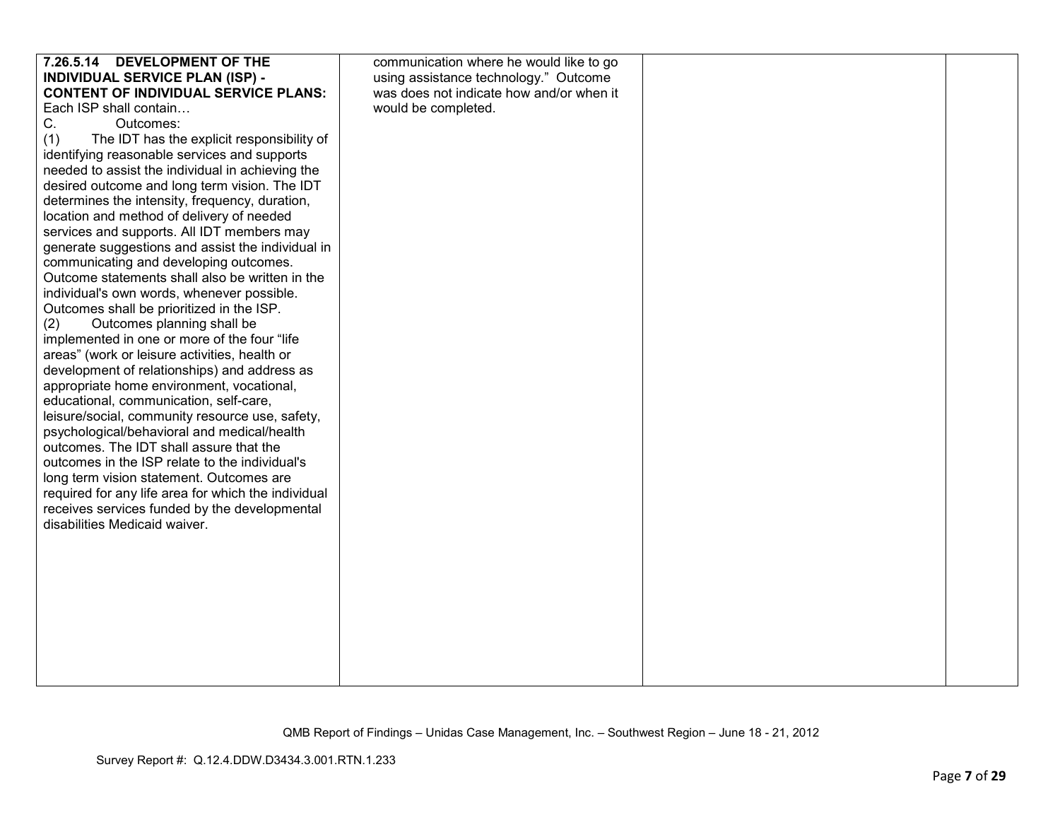| | | | |
|---|---|---|---|
| **7.26.5.14 DEVELOPMENT OF THE INDIVIDUAL SERVICE PLAN (ISP) - CONTENT OF INDIVIDUAL SERVICE PLANS:** Each ISP shall contain… <br>C. Outcomes: <br>(1) The IDT has the explicit responsibility of identifying reasonable services and supports needed to assist the individual in achieving the desired outcome and long term vision. The IDT determines the intensity, frequency, duration, location and method of delivery of needed services and supports. All IDT members may generate suggestions and assist the individual in communicating and developing outcomes. Outcome statements shall also be written in the individual's own words, whenever possible. Outcomes shall be prioritized in the ISP. <br>(2) Outcomes planning shall be implemented in one or more of the four "life areas" (work or leisure activities, health or development of relationships) and address as appropriate home environment, vocational, educational, communication, self-care, leisure/social, community resource use, safety, psychological/behavioral and medical/health outcomes. The IDT shall assure that the outcomes in the ISP relate to the individual's long term vision statement. Outcomes are required for any life area for which the individual receives services funded by the developmental disabilities Medicaid waiver. | communication where he would like to go using assistance technology." Outcome was does not indicate how and/or when it would be completed. | | |

QMB Report of Findings – Unidas Case Management, Inc. – Southwest Region – June 18 - 21, 2012

Survey Report #: Q.12.4.DDW.D3434.3.001.RTN.1.233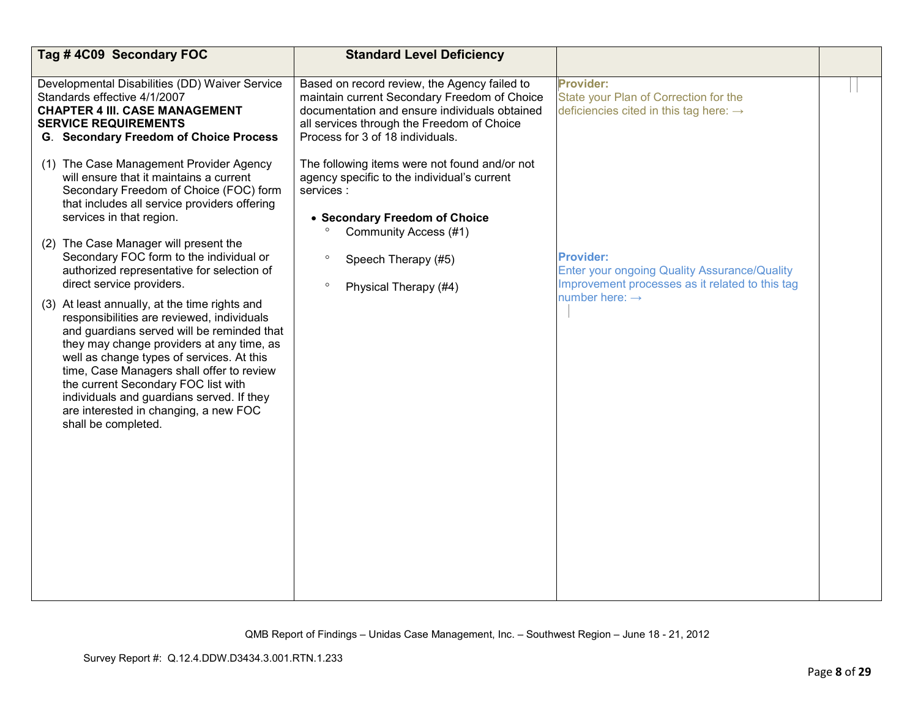| Tag # 4C09 Secondary FOC | Standard Level Deficiency | | |
|---|---|---|---|
| Developmental Disabilities (DD) Waiver Service Standards effective 4/1/2007<br>**CHAPTER 4 III. CASE MANAGEMENT SERVICE REQUIREMENTS**<br>**G. Secondary Freedom of Choice Process**<br><br>(1) The Case Management Provider Agency will ensure that it maintains a current Secondary Freedom of Choice (FOC) form that includes all service providers offering services in that region.<br><br>(2) The Case Manager will present the Secondary FOC form to the individual or authorized representative for selection of direct service providers.<br><br>(3) At least annually, at the time rights and responsibilities are reviewed, individuals and guardians served will be reminded that they may change providers at any time, as well as change types of services. At this time, Case Managers shall offer to review the current Secondary FOC list with individuals and guardians served. If they are interested in changing, a new FOC shall be completed. | Based on record review, the Agency failed to maintain current Secondary Freedom of Choice documentation and ensure individuals obtained all services through the Freedom of Choice Process for 3 of 18 individuals.<br><br>The following items were not found and/or not agency specific to the individual's current services :<br><br>• **Secondary Freedom of Choice**<br>◦ Community Access (#1)<br>◦ Speech Therapy (#5)<br>◦ Physical Therapy (#4) | **Provider:**<br>State your Plan of Correction for the deficiencies cited in this tag here: →<br><br>**Provider:**<br>Enter your ongoing Quality Assurance/Quality Improvement processes as it related to this tag number here: → | |

QMB Report of Findings – Unidas Case Management, Inc. – Southwest Region – June 18 - 21, 2012

Survey Report #: Q.12.4.DDW.D3434.3.001.RTN.1.233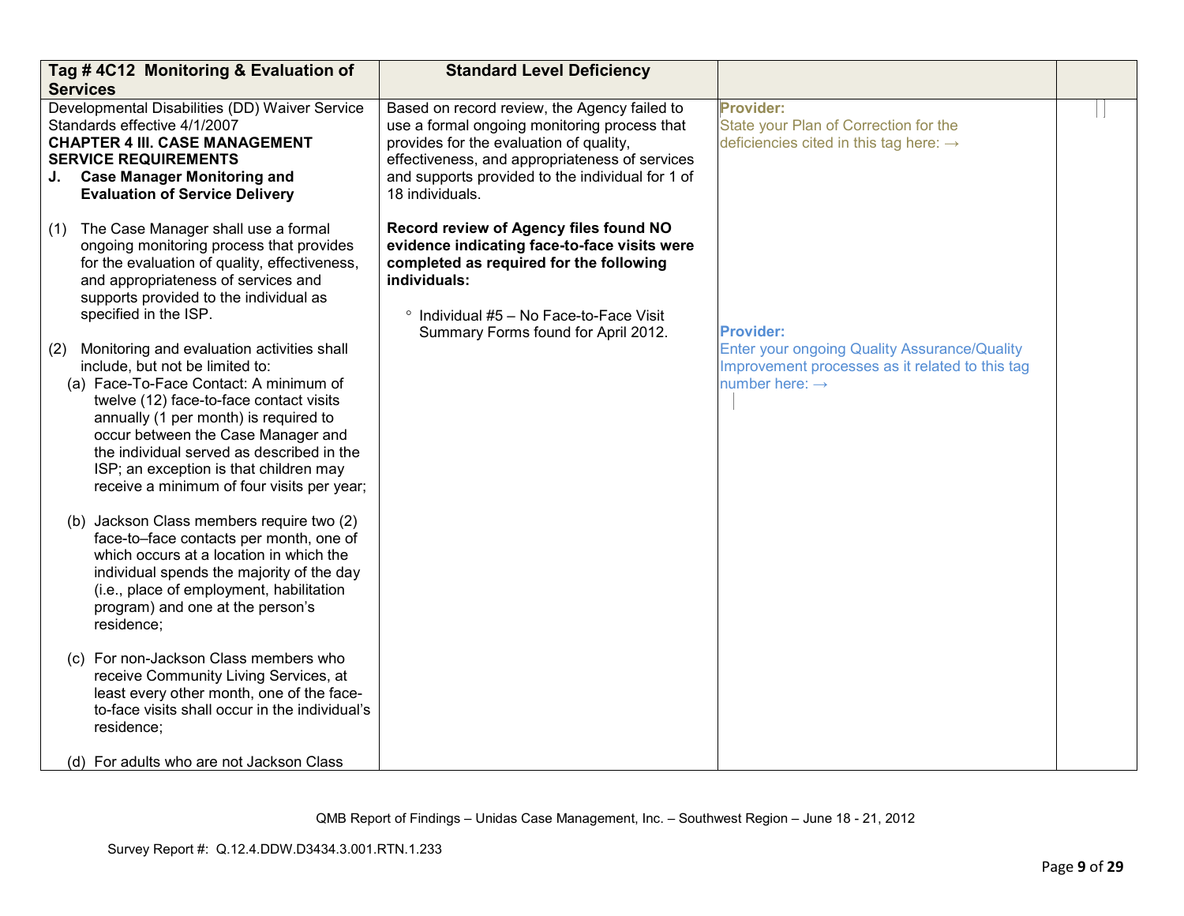| Tag # 4C12 Monitoring & Evaluation of Services | Standard Level Deficiency | | |
|---|---|---|---|
| Developmental Disabilities (DD) Waiver Service Standards effective 4/1/2007<br>**CHAPTER 4 III. CASE MANAGEMENT SERVICE REQUIREMENTS**<br>**J. Case Manager Monitoring and Evaluation of Service Delivery**<br><br>(1) The Case Manager shall use a formal ongoing monitoring process that provides for the evaluation of quality, effectiveness, and appropriateness of services and supports provided to the individual as specified in the ISP.<br><br>(2) Monitoring and evaluation activities shall include, but not be limited to:<br>(a) Face-To-Face Contact: A minimum of twelve (12) face-to-face contact visits annually (1 per month) is required to occur between the Case Manager and the individual served as described in the ISP; an exception is that children may receive a minimum of four visits per year;<br><br>(b) Jackson Class members require two (2) face-to–face contacts per month, one of which occurs at a location in which the individual spends the majority of the day (i.e., place of employment, habilitation program) and one at the person's residence;<br><br>(c) For non-Jackson Class members who receive Community Living Services, at least every other month, one of the face-to-face visits shall occur in the individual's residence;<br><br>(d) For adults who are not Jackson Class | Based on record review, the Agency failed to use a formal ongoing monitoring process that provides for the evaluation of quality, effectiveness, and appropriateness of services and supports provided to the individual for 1 of 18 individuals.<br><br>**Record review of Agency files found NO evidence indicating face-to-face visits were completed as required for the following individuals:**<br><br>° Individual #5 – No Face-to-Face Visit Summary Forms found for April 2012. | **Provider:**<br>State your Plan of Correction for the deficiencies cited in this tag here: →<br><br>**Provider:**<br>Enter your ongoing Quality Assurance/Quality Improvement processes as it related to this tag number here: → | |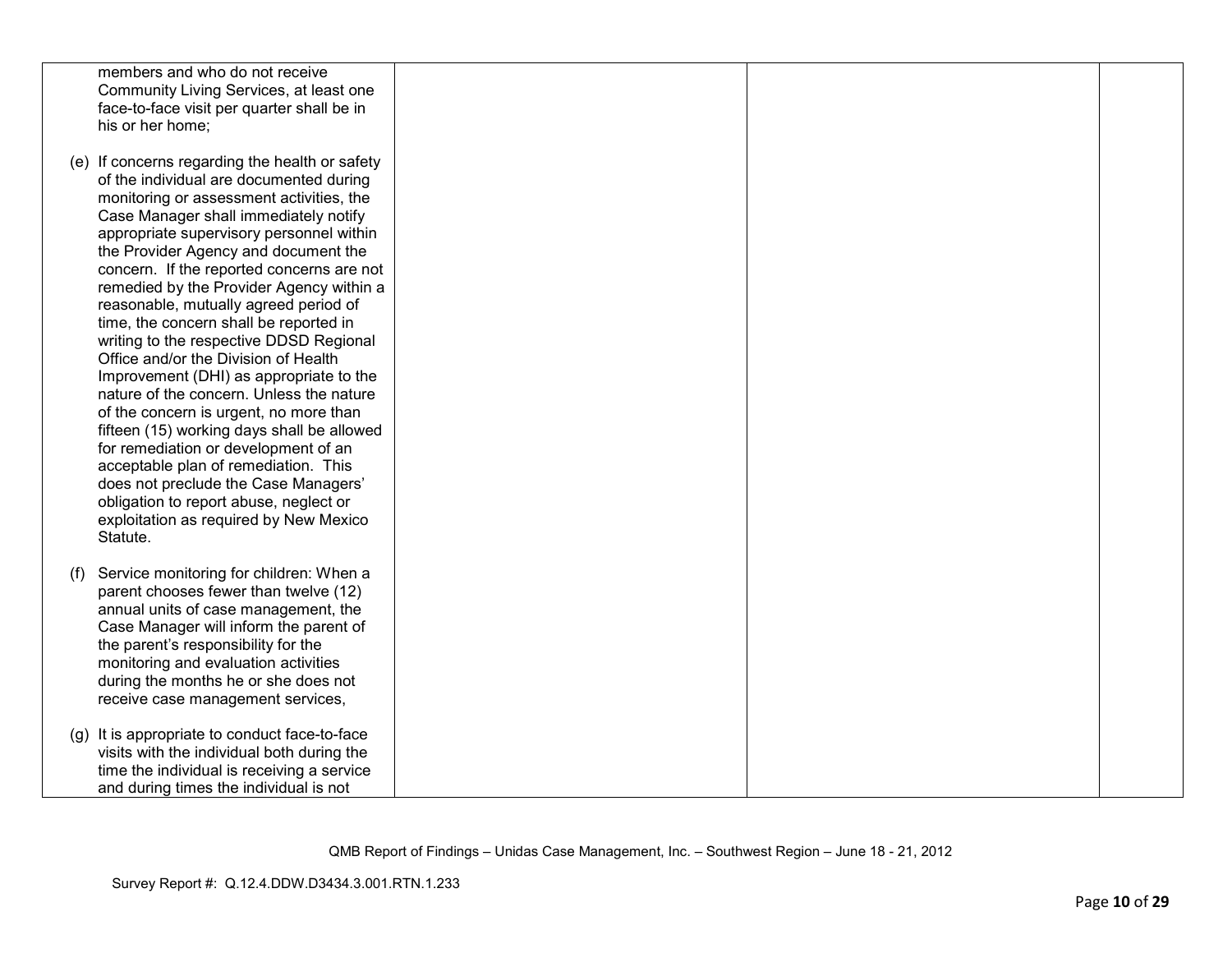| | | | |
|---|---|---|---|
| members and who do not receive Community Living Services, at least one face-to-face visit per quarter shall be in his or her home;<br><br>(e) If concerns regarding the health or safety of the individual are documented during monitoring or assessment activities, the Case Manager shall immediately notify appropriate supervisory personnel within the Provider Agency and document the concern. If the reported concerns are not remedied by the Provider Agency within a reasonable, mutually agreed period of time, the concern shall be reported in writing to the respective DDSD Regional Office and/or the Division of Health Improvement (DHI) as appropriate to the nature of the concern. Unless the nature of the concern is urgent, no more than fifteen (15) working days shall be allowed for remediation or development of an acceptable plan of remediation. This does not preclude the Case Managers' obligation to report abuse, neglect or exploitation as required by New Mexico Statute.<br><br>(f) Service monitoring for children: When a parent chooses fewer than twelve (12) annual units of case management, the Case Manager will inform the parent of the parent's responsibility for the monitoring and evaluation activities during the months he or she does not receive case management services,<br><br>(g) It is appropriate to conduct face-to-face visits with the individual both during the time the individual is receiving a service and during times the individual is not | | | |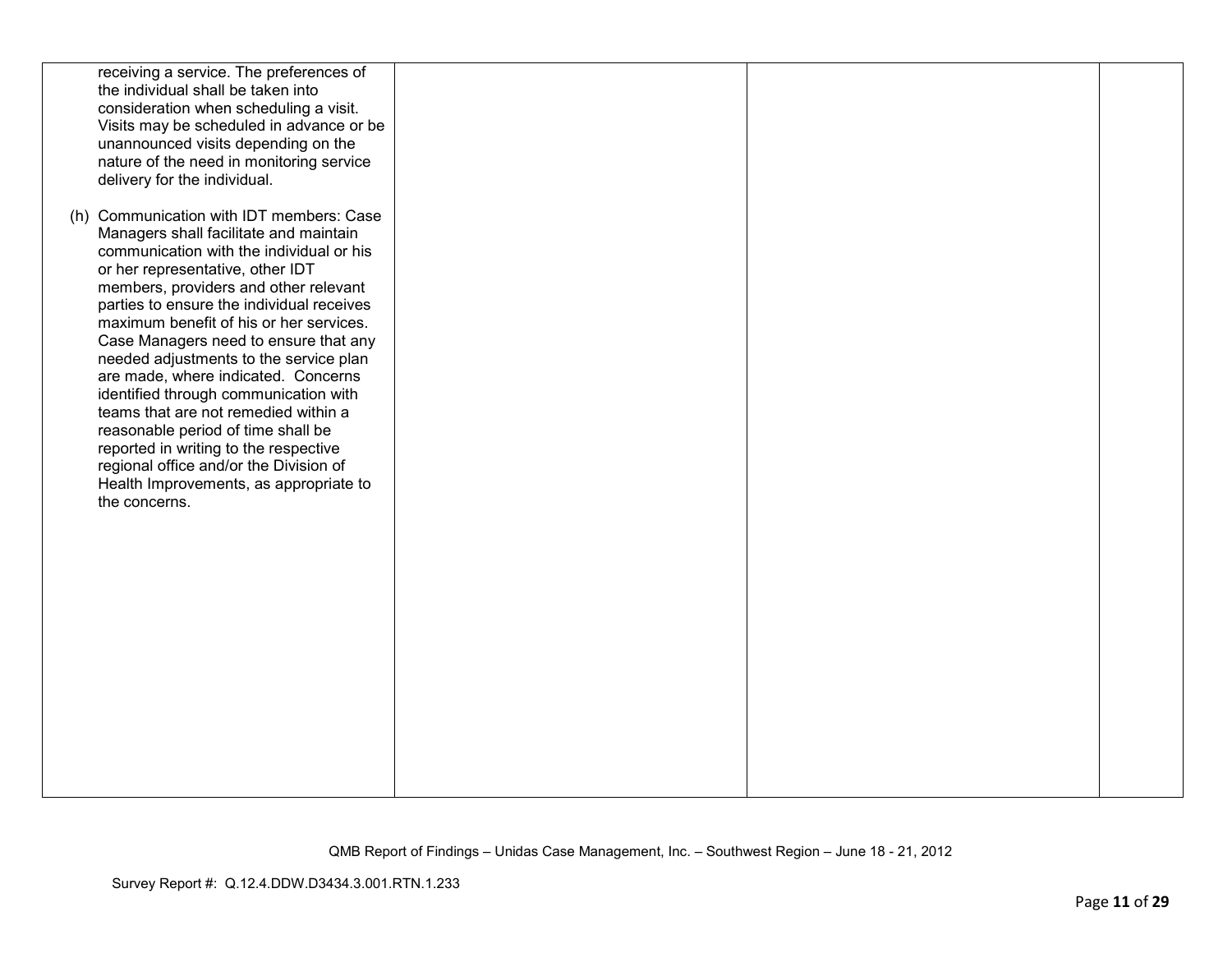| | | | |
|---|---|---|---|
| receiving a service. The preferences of the individual shall be taken into consideration when scheduling a visit. Visits may be scheduled in advance or be unannounced visits depending on the nature of the need in monitoring service delivery for the individual.<br><br>(h) Communication with IDT members: Case Managers shall facilitate and maintain communication with the individual or his or her representative, other IDT members, providers and other relevant parties to ensure the individual receives maximum benefit of his or her services. Case Managers need to ensure that any needed adjustments to the service plan are made, where indicated. Concerns identified through communication with teams that are not remedied within a reasonable period of time shall be reported in writing to the respective regional office and/or the Division of Health Improvements, as appropriate to the concerns. | | | |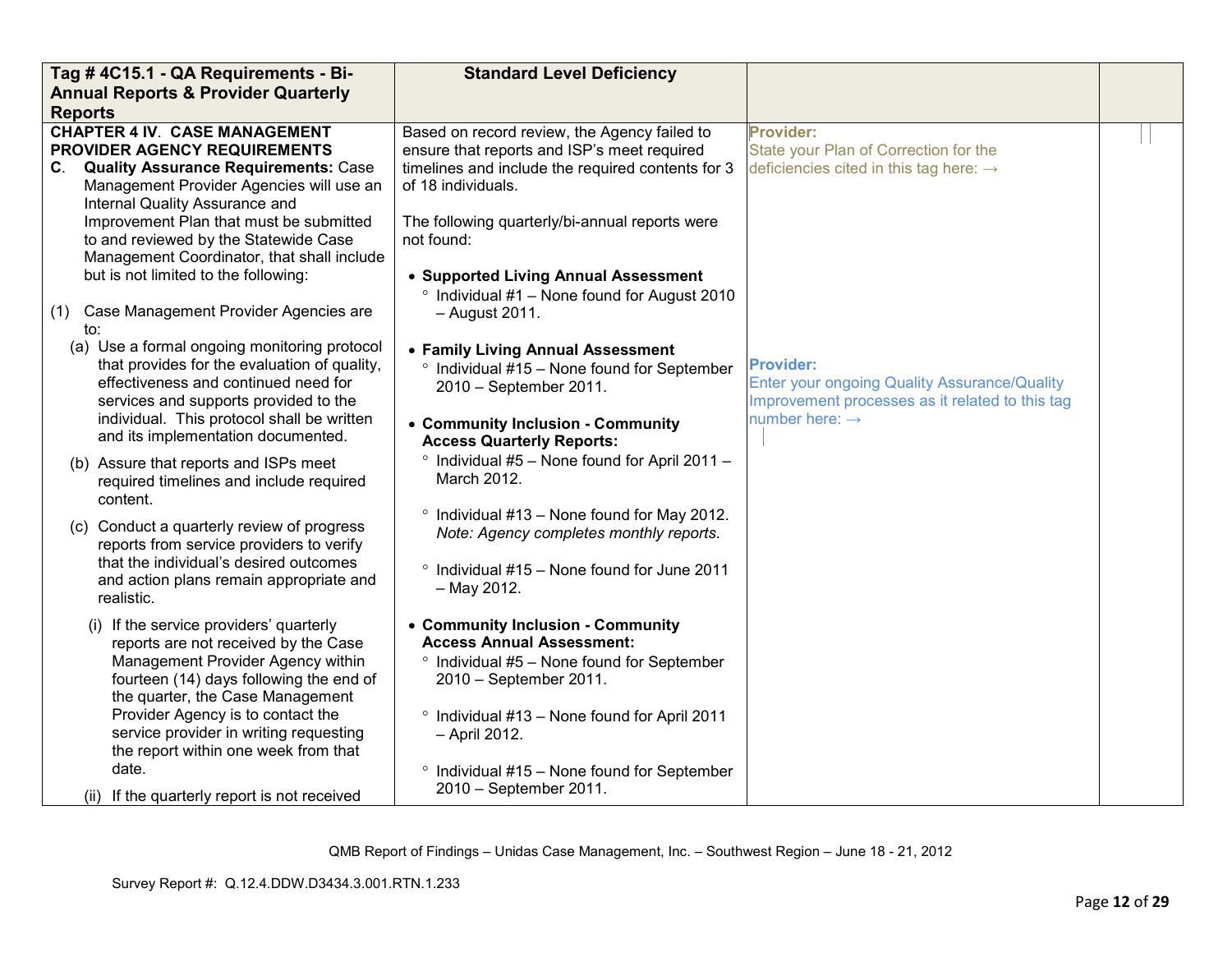| Tag # 4C15.1 - QA Requirements - Bi-Annual Reports & Provider Quarterly Reports | Standard Level Deficiency | | |
|---|---|---|---|
| **CHAPTER 4 IV. CASE MANAGEMENT PROVIDER AGENCY REQUIREMENTS**<br>**C. Quality Assurance Requirements:** Case Management Provider Agencies will use an Internal Quality Assurance and Improvement Plan that must be submitted to and reviewed by the Statewide Case Management Coordinator, that shall include but is not limited to the following:<br><br>(1) Case Management Provider Agencies are to:<br>(a) Use a formal ongoing monitoring protocol that provides for the evaluation of quality, effectiveness and continued need for services and supports provided to the individual. This protocol shall be written and its implementation documented.<br>(b) Assure that reports and ISPs meet required timelines and include required content.<br>(c) Conduct a quarterly review of progress reports from service providers to verify that the individual's desired outcomes and action plans remain appropriate and realistic.<br>(i) If the service providers' quarterly reports are not received by the Case Management Provider Agency within fourteen (14) days following the end of the quarter, the Case Management Provider Agency is to contact the service provider in writing requesting the report within one week from that date.<br>(ii) If the quarterly report is not received | Based on record review, the Agency failed to ensure that reports and ISP's meet required timelines and include the required contents for 3 of 18 individuals.<br><br>The following quarterly/bi-annual reports were not found:<br><br>• **Supported Living Annual Assessment**<br>° Individual #1 – None found for August 2010 – August 2011.<br><br>• **Family Living Annual Assessment**<br>° Individual #15 – None found for September 2010 – September 2011.<br><br>• **Community Inclusion - Community Access Quarterly Reports:**<br>° Individual #5 – None found for April 2011 – March 2012.<br>° Individual #13 – None found for May 2012. *Note: Agency completes monthly reports.*<br>° Individual #15 – None found for June 2011 – May 2012.<br><br>• **Community Inclusion - Community Access Annual Assessment:**<br>° Individual #5 – None found for September 2010 – September 2011.<br>° Individual #13 – None found for April 2011 – April 2012.<br>° Individual #15 – None found for September 2010 – September 2011. | **Provider:**<br>State your Plan of Correction for the deficiencies cited in this tag here: →<br><br>**Provider:**<br>Enter your ongoing Quality Assurance/Quality Improvement processes as it related to this tag number here: → | |

QMB Report of Findings – Unidas Case Management, Inc. – Southwest Region – June 18 - 21, 2012

Survey Report #: Q.12.4.DDW.D3434.3.001.RTN.1.233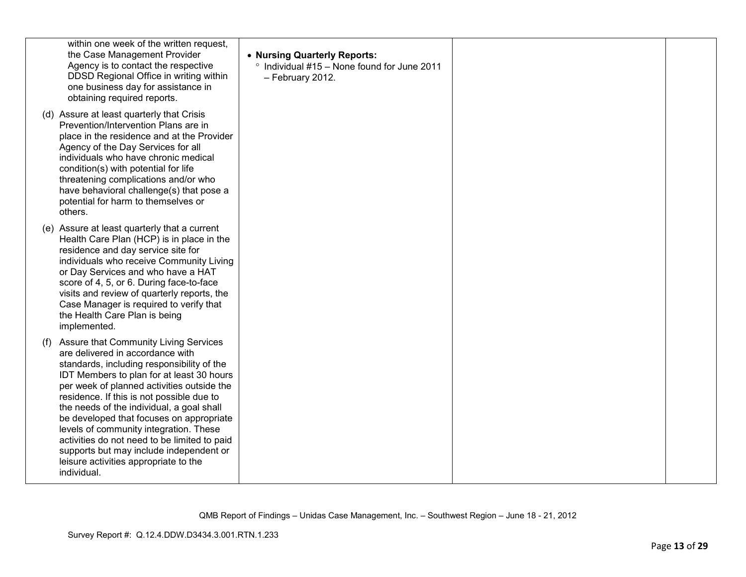| | | | |
|---|---|---|---|
| within one week of the written request, the Case Management Provider Agency is to contact the respective DDSD Regional Office in writing within one business day for assistance in obtaining required reports.<br><br>(d) Assure at least quarterly that Crisis Prevention/Intervention Plans are in place in the residence and at the Provider Agency of the Day Services for all individuals who have chronic medical condition(s) with potential for life threatening complications and/or who have behavioral challenge(s) that pose a potential for harm to themselves or others.<br><br>(e) Assure at least quarterly that a current Health Care Plan (HCP) is in place in the residence and day service site for individuals who receive Community Living or Day Services and who have a HAT score of 4, 5, or 6. During face-to-face visits and review of quarterly reports, the Case Manager is required to verify that the Health Care Plan is being implemented.<br><br>(f) Assure that Community Living Services are delivered in accordance with standards, including responsibility of the IDT Members to plan for at least 30 hours per week of planned activities outside the residence. If this is not possible due to the needs of the individual, a goal shall be developed that focuses on appropriate levels of community integration. These activities do not need to be limited to paid supports but may include independent or leisure activities appropriate to the individual. | • **Nursing Quarterly Reports:**<br>° Individual #15 – None found for June 2011 – February 2012. | | |

QMB Report of Findings – Unidas Case Management, Inc. – Southwest Region – June 18 - 21, 2012

Survey Report #: Q.12.4.DDW.D3434.3.001.RTN.1.233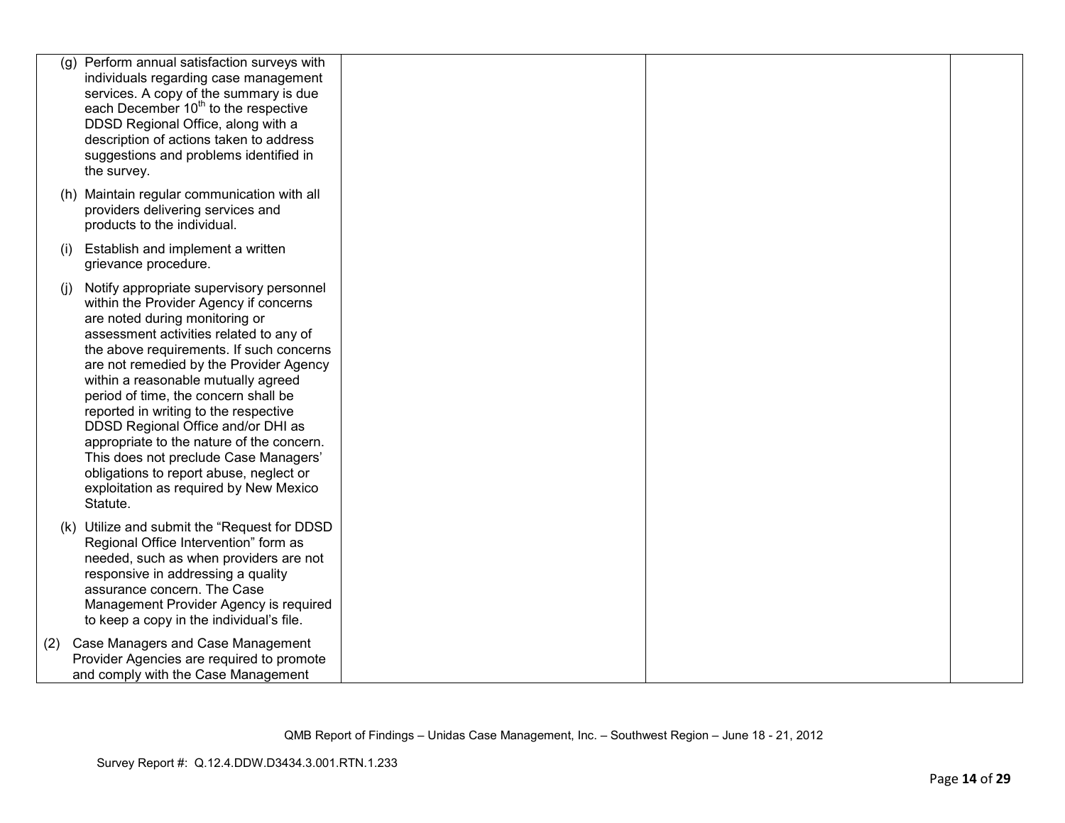| | | | |
|---|---|---|---|
| (g) Perform annual satisfaction surveys with individuals regarding case management services. A copy of the summary is due each December 10th to the respective DDSD Regional Office, along with a description of actions taken to address suggestions and problems identified in the survey.<br><br>(h) Maintain regular communication with all providers delivering services and products to the individual.<br><br>(i) Establish and implement a written grievance procedure.<br><br>(j) Notify appropriate supervisory personnel within the Provider Agency if concerns are noted during monitoring or assessment activities related to any of the above requirements. If such concerns are not remedied by the Provider Agency within a reasonable mutually agreed period of time, the concern shall be reported in writing to the respective DDSD Regional Office and/or DHI as appropriate to the nature of the concern. This does not preclude Case Managers' obligations to report abuse, neglect or exploitation as required by New Mexico Statute.<br><br>(k) Utilize and submit the "Request for DDSD Regional Office Intervention" form as needed, such as when providers are not responsive in addressing a quality assurance concern. The Case Management Provider Agency is required to keep a copy in the individual's file.<br><br>(2) Case Managers and Case Management Provider Agencies are required to promote and comply with the Case Management | | | |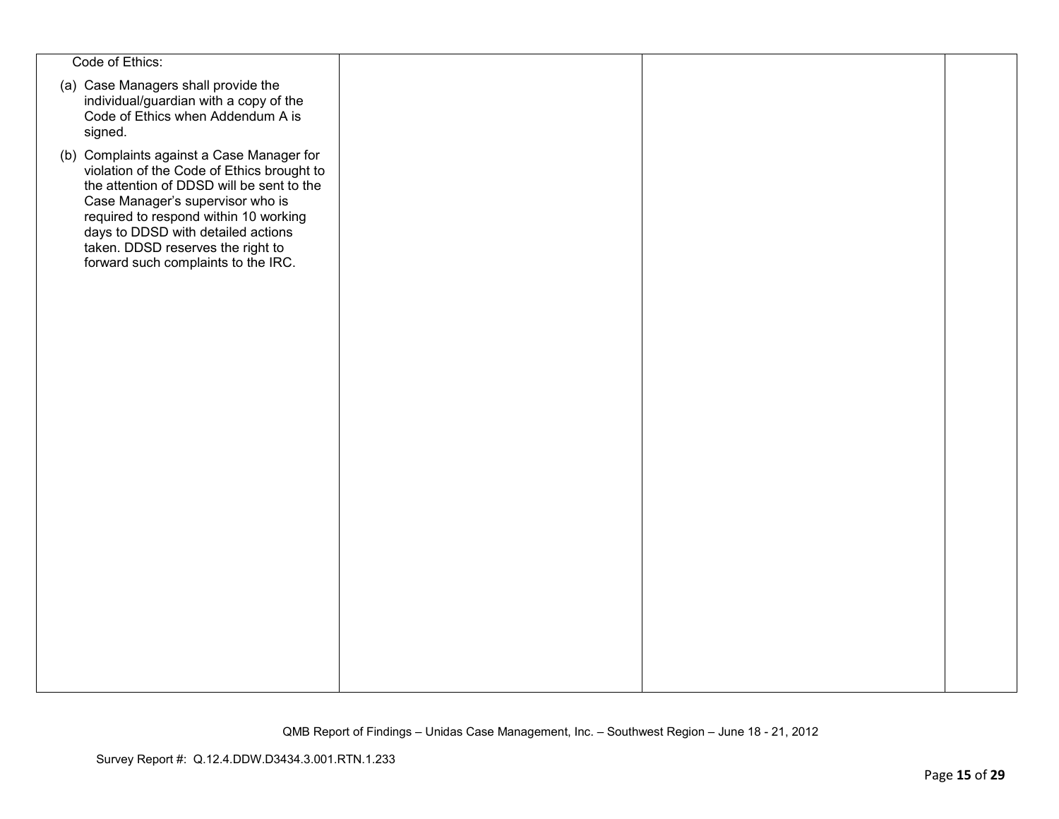| | | | |
|---|---|---|---|
| Code of Ethics:<br><br>(a) Case Managers shall provide the individual/guardian with a copy of the Code of Ethics when Addendum A is signed.<br><br>(b) Complaints against a Case Manager for violation of the Code of Ethics brought to the attention of DDSD will be sent to the Case Manager's supervisor who is required to respond within 10 working days to DDSD with detailed actions taken. DDSD reserves the right to forward such complaints to the IRC. | | | |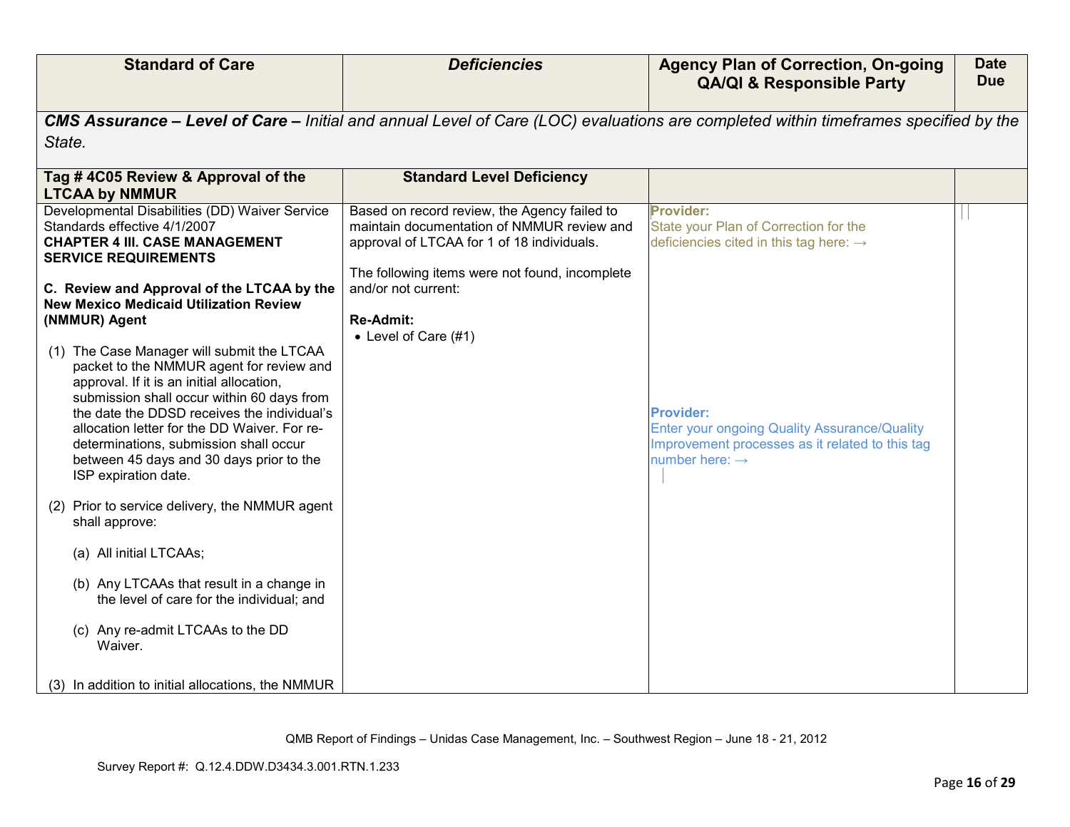| Standard of Care | *Deficiencies* | Agency Plan of Correction, On-going QA/QI & Responsible Party | Date Due |
|---|---|---|---|
| ***CMS Assurance – Level of Care –*** *Initial and annual Level of Care (LOC) evaluations are completed within timeframes specified by the State.* | | | |
| **Tag # 4C05 Review & Approval of the LTCAA by NMMUR** | **Standard Level Deficiency** | | |
| Developmental Disabilities (DD) Waiver Service Standards effective 4/1/2007<br>**CHAPTER 4 III. CASE MANAGEMENT SERVICE REQUIREMENTS**<br><br>**C. Review and Approval of the LTCAA by the New Mexico Medicaid Utilization Review (NMMUR) Agent**<br><br>(1) The Case Manager will submit the LTCAA packet to the NMMUR agent for review and approval. If it is an initial allocation, submission shall occur within 60 days from the date the DDSD receives the individual's allocation letter for the DD Waiver. For re-determinations, submission shall occur between 45 days and 30 days prior to the ISP expiration date.<br><br>(2) Prior to service delivery, the NMMUR agent shall approve:<br><br>(a) All initial LTCAAs;<br><br>(b) Any LTCAAs that result in a change in the level of care for the individual; and<br><br>(c) Any re-admit LTCAAs to the DD Waiver.<br><br>(3) In addition to initial allocations, the NMMUR | Based on record review, the Agency failed to maintain documentation of NMMUR review and approval of LTCAA for 1 of 18 individuals.<br><br>The following items were not found, incomplete and/or not current:<br><br>**Re-Admit:**<br>• Level of Care (#1) | **Provider:**<br>State your Plan of Correction for the deficiencies cited in this tag here: →<br><br><br><br><br><br><br><br><br>**Provider:**<br>Enter your ongoing Quality Assurance/Quality Improvement processes as it related to this tag number here: → | |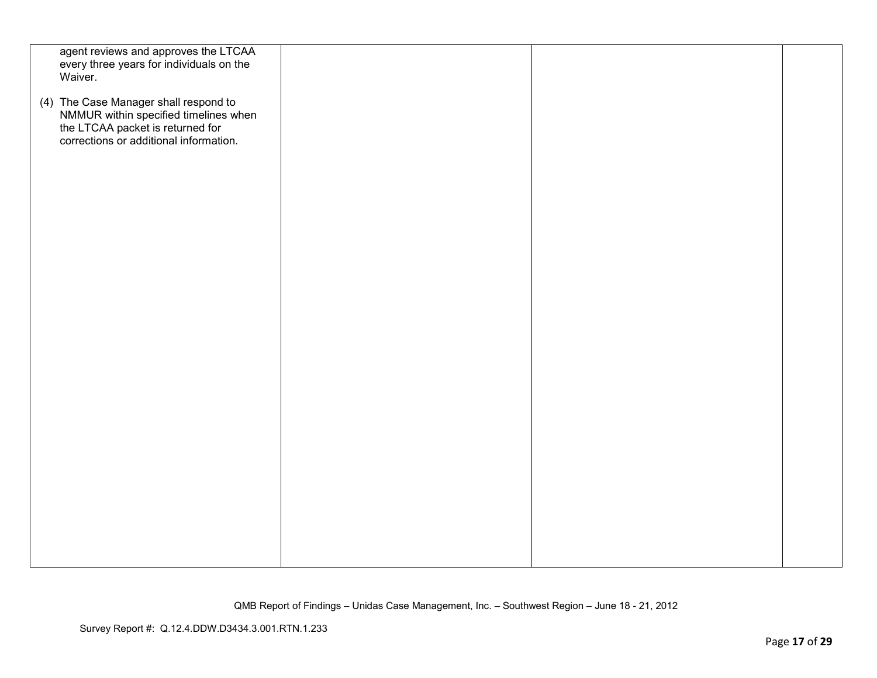| | | | |
|---|---|---|---|
| agent reviews and approves the LTCAA every three years for individuals on the Waiver.<br><br>(4) The Case Manager shall respond to NMMUR within specified timelines when the LTCAA packet is returned for corrections or additional information. | | | |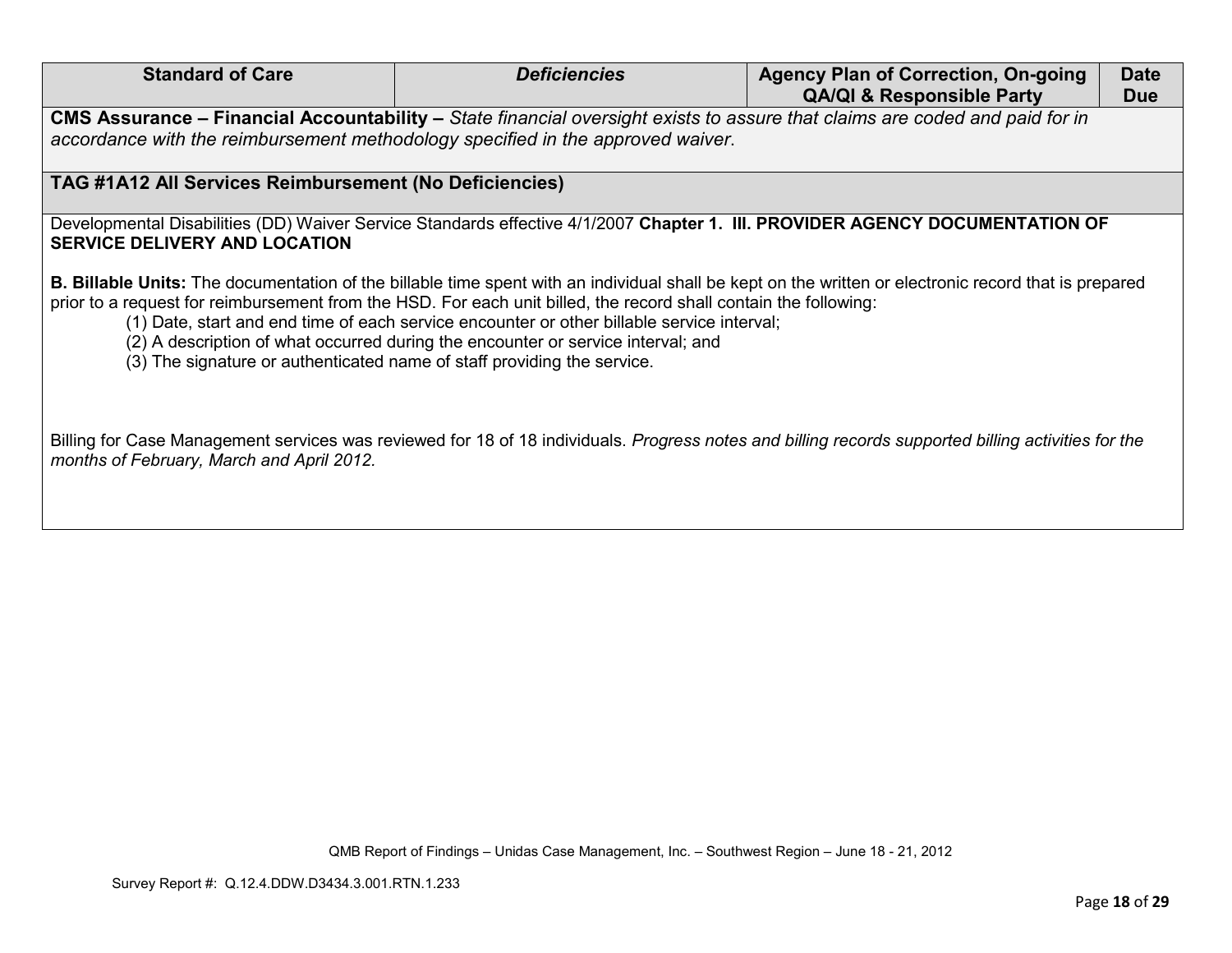| Standard of Care | *Deficiencies* | Agency Plan of Correction, On-going QA/QI & Responsible Party | Date Due |
|---|---|---|---|
| **CMS Assurance – Financial Accountability –** *State financial oversight exists to assure that claims are coded and paid for in accordance with the reimbursement methodology specified in the approved waiver*. | | | |
| **TAG #1A12 All Services Reimbursement (No Deficiencies)** | | | |
| Developmental Disabilities (DD) Waiver Service Standards effective 4/1/2007 **Chapter 1. III. PROVIDER AGENCY DOCUMENTATION OF SERVICE DELIVERY AND LOCATION**<br><br>**B. Billable Units:** The documentation of the billable time spent with an individual shall be kept on the written or electronic record that is prepared prior to a request for reimbursement from the HSD. For each unit billed, the record shall contain the following:<br>(1) Date, start and end time of each service encounter or other billable service interval;<br>(2) A description of what occurred during the encounter or service interval; and<br>(3) The signature or authenticated name of staff providing the service.<br><br>Billing for Case Management services was reviewed for 18 of 18 individuals. *Progress notes and billing records supported billing activities for the months of February, March and April 2012.* | | | |

QMB Report of Findings – Unidas Case Management, Inc. – Southwest Region – June 18 - 21, 2012

Survey Report #: Q.12.4.DDW.D3434.3.001.RTN.1.233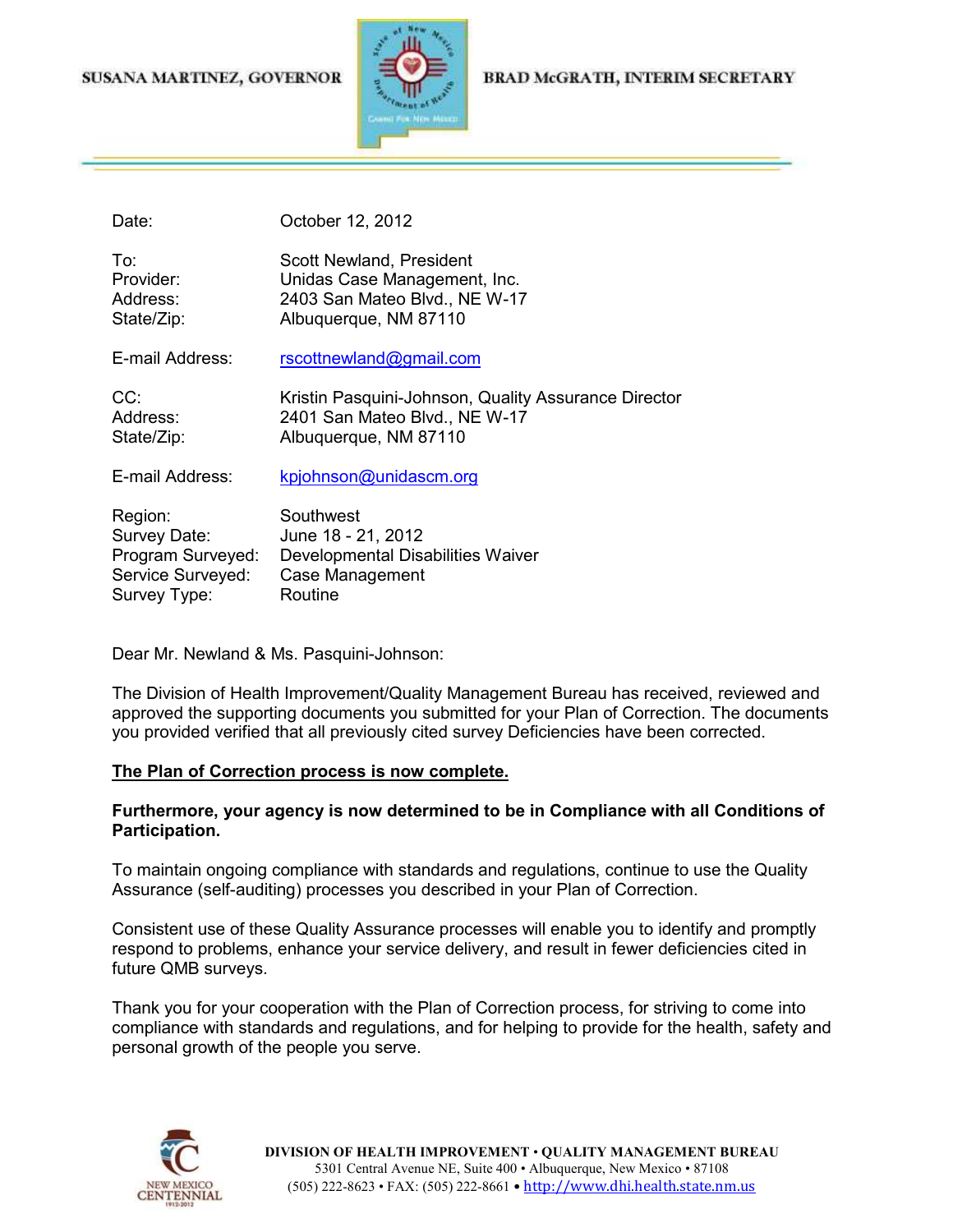SUSANA MARTINEZ, GOVERNOR

BRAD McGRATH, INTERIM SECRETARY

| | |
|---|---|
| Date: | October 12, 2012 |
| To: | Scott Newland, President |
| Provider: | Unidas Case Management, Inc. |
| Address: | 2403 San Mateo Blvd., NE W-17 |
| State/Zip: | Albuquerque, NM 87110 |
| E-mail Address: | rscottnewland@gmail.com |
| CC: | Kristin Pasquini-Johnson, Quality Assurance Director |
| Address: | 2401 San Mateo Blvd., NE W-17 |
| State/Zip: | Albuquerque, NM 87110 |
| E-mail Address: | kpjohnson@unidascm.org |
| Region: | Southwest |
| Survey Date: | June 18 - 21, 2012 |
| Program Surveyed: | Developmental Disabilities Waiver |
| Service Surveyed: | Case Management |
| Survey Type: | Routine |

Dear Mr. Newland & Ms. Pasquini-Johnson:

The Division of Health Improvement/Quality Management Bureau has received, reviewed and approved the supporting documents you submitted for your Plan of Correction. The documents you provided verified that all previously cited survey Deficiencies have been corrected.

**The Plan of Correction process is now complete.**

**Furthermore, your agency is now determined to be in Compliance with all Conditions of Participation.**

To maintain ongoing compliance with standards and regulations, continue to use the Quality Assurance (self-auditing) processes you described in your Plan of Correction.

Consistent use of these Quality Assurance processes will enable you to identify and promptly respond to problems, enhance your service delivery, and result in fewer deficiencies cited in future QMB surveys.

Thank you for your cooperation with the Plan of Correction process, for striving to come into compliance with standards and regulations, and for helping to provide for the health, safety and personal growth of the people you serve.

DIVISION OF HEALTH IMPROVEMENT • QUALITY MANAGEMENT BUREAU
5301 Central Avenue NE, Suite 400 • Albuquerque, New Mexico • 87108
(505) 222-8623 • FAX: (505) 222-8661 • http://www.dhi.health.state.nm.us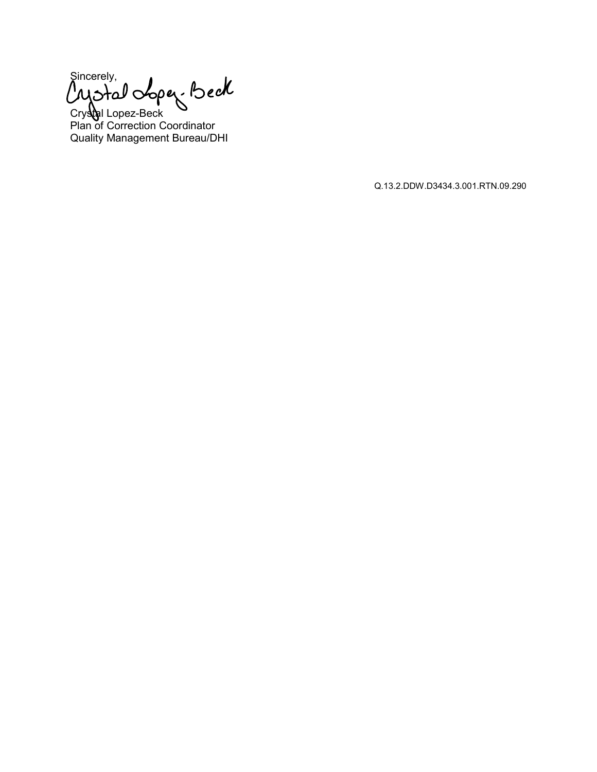Sincerely,

Crystal Lopez-Beck
Plan of Correction Coordinator
Quality Management Bureau/DHI

Q.13.2.DDW.D3434.3.001.RTN.09.290